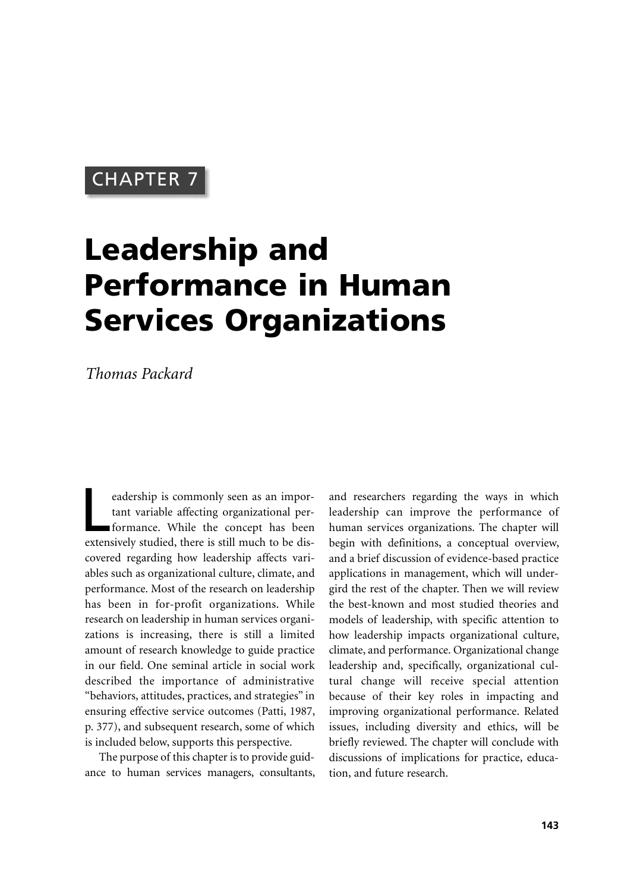CHAPTER 7

# Leadership and Performance in Human Services Organizations

*Thomas Packard*

Leadership is commonly seen as an important variable affecting organizational performance. While the concept has been extensively studied, there is still much to be discovered regarding how leadership affects variables such as organizational culture, climate, and performance. Most of the research on leadership has been in for-profit organizations. While research on leadership in human services organizations is increasing, there is still a limited amount of research knowledge to guide practice in our field. One seminal article in social work described the importance of administrative "behaviors, attitudes, practices, and strategies" in ensuring effective service outcomes (Patti, 1987, p. 377), and subsequent research, some of which is included below, supports this perspective.

The purpose of this chapter is to provide guidance to human services managers, consultants, and researchers regarding the ways in which leadership can improve the performance of human services organizations. The chapter will begin with definitions, a conceptual overview, and a brief discussion of evidence-based practice applications in management, which will undergird the rest of the chapter. Then we will review the best-known and most studied theories and models of leadership, with specific attention to how leadership impacts organizational culture, climate, and performance. Organizational change leadership and, specifically, organizational cultural change will receive special attention because of their key roles in impacting and improving organizational performance. Related issues, including diversity and ethics, will be briefly reviewed. The chapter will conclude with discussions of implications for practice, education, and future research.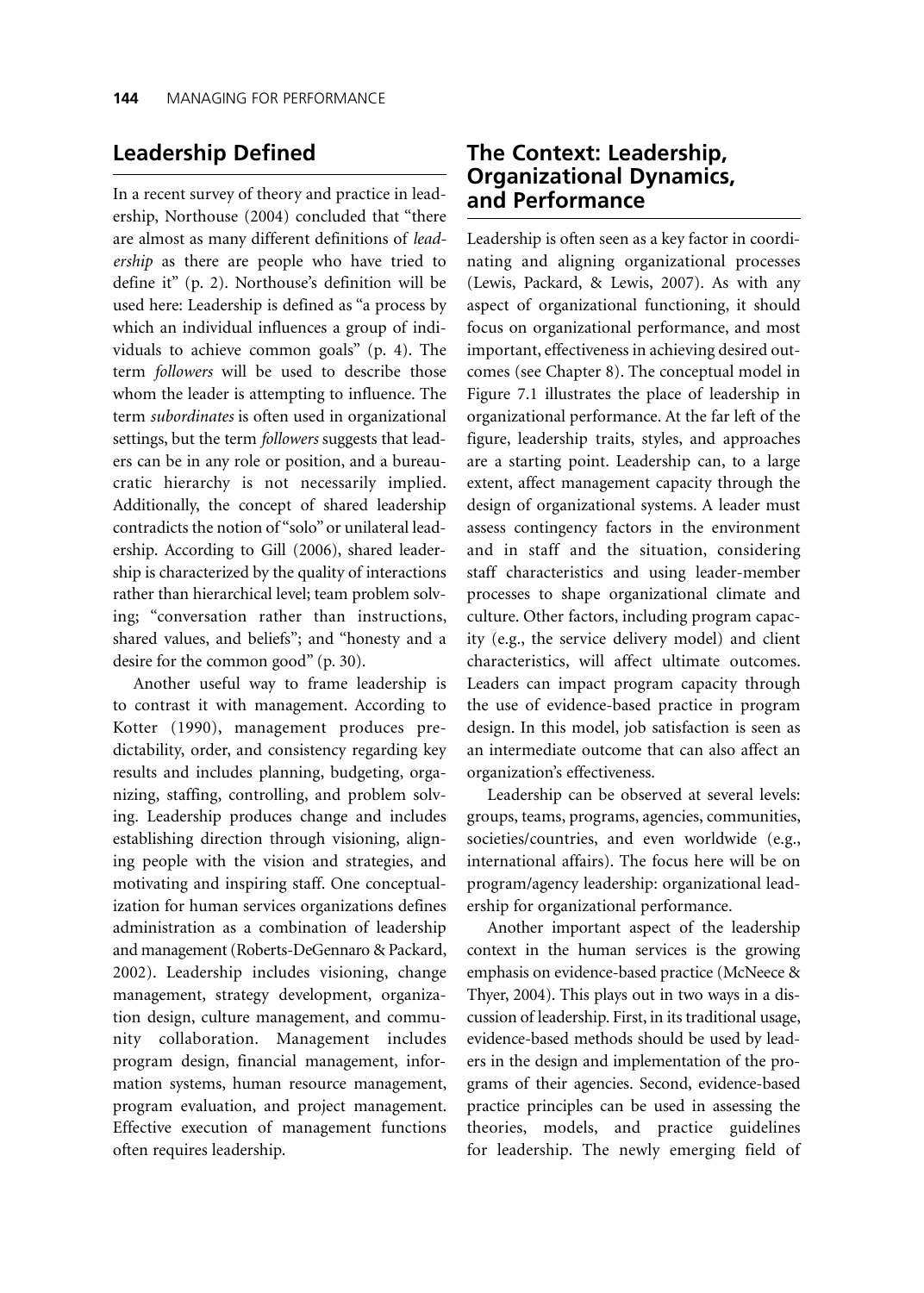## Leadership Defined

In a recent survey of theory and practice in leadership, Northouse (2004) concluded that "there are almost as many different definitions of *leadership* as there are people who have tried to define it" (p. 2). Northouse's definition will be used here: Leadership is defined as "a process by which an individual influences a group of individuals to achieve common goals" (p. 4). The term *followers* will be used to describe those whom the leader is attempting to influence. The term *subordinates* is often used in organizational settings, but the term *followers* suggests that leaders can be in any role or position, and a bureaucratic hierarchy is not necessarily implied. Additionally, the concept of shared leadership contradicts the notion of "solo" or unilateral leadership. According to Gill (2006), shared leadership is characterized by the quality of interactions rather than hierarchical level; team problem solving; "conversation rather than instructions, shared values, and beliefs"; and "honesty and a desire for the common good" (p. 30).

Another useful way to frame leadership is to contrast it with management. According to Kotter (1990), management produces predictability, order, and consistency regarding key results and includes planning, budgeting, organizing, staffing, controlling, and problem solving. Leadership produces change and includes establishing direction through visioning, aligning people with the vision and strategies, and motivating and inspiring staff. One conceptualization for human services organizations defines administration as a combination of leadership and management (Roberts-DeGennaro & Packard, 2002). Leadership includes visioning, change management, strategy development, organization design, culture management, and community collaboration. Management includes program design, financial management, information systems, human resource management, program evaluation, and project management. Effective execution of management functions often requires leadership.

## The Context: Leadership, Organizational Dynamics, and Performance

Leadership is often seen as a key factor in coordinating and aligning organizational processes (Lewis, Packard, & Lewis, 2007). As with any aspect of organizational functioning, it should focus on organizational performance, and most important, effectiveness in achieving desired outcomes (see Chapter 8). The conceptual model in Figure 7.1 illustrates the place of leadership in organizational performance. At the far left of the figure, leadership traits, styles, and approaches are a starting point. Leadership can, to a large extent, affect management capacity through the design of organizational systems. A leader must assess contingency factors in the environment and in staff and the situation, considering staff characteristics and using leader-member processes to shape organizational climate and culture. Other factors, including program capacity (e.g., the service delivery model) and client characteristics, will affect ultimate outcomes. Leaders can impact program capacity through the use of evidence-based practice in program design. In this model, job satisfaction is seen as an intermediate outcome that can also affect an organization's effectiveness.

Leadership can be observed at several levels: groups, teams, programs, agencies, communities, societies/countries, and even worldwide (e.g., international affairs). The focus here will be on program/agency leadership: organizational leadership for organizational performance.

Another important aspect of the leadership context in the human services is the growing emphasis on evidence-based practice (McNeece & Thyer, 2004). This plays out in two ways in a discussion of leadership. First, in its traditional usage, evidence-based methods should be used by leaders in the design and implementation of the programs of their agencies. Second, evidence-based practice principles can be used in assessing the theories, models, and practice guidelines for leadership. The newly emerging field of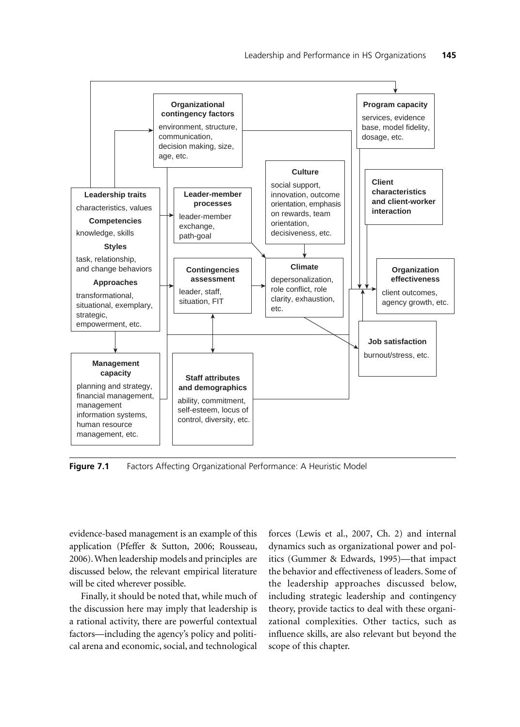**Organizational contingency factors**
environment, structure, communication, decision making, size, age, etc.

**Program capacity**
services, evidence base, model fidelity, dosage, etc.

**Culture**
social support, innovation, outcome orientation, emphasis on rewards, team orientation, decisiveness, etc.

**Client characteristics and client-worker interaction**

**Leadership traits**
characteristics, values
**Competencies**
knowledge, skills
**Styles**
task, relationship, and change behaviors
**Approaches**
transformational, situational, exemplary, strategic, empowerment, etc.

**Leader-member processes**
leader-member exchange, path-goal

**Contingencies assessment**
leader, staff, situation, FIT

**Climate**
depersonalization, role conflict, role clarity, exhaustion, etc.

**Organization effectiveness**
client outcomes, agency growth, etc.

**Job satisfaction**
burnout/stress, etc.

**Management capacity**
planning and strategy, financial management, management information systems, human resource management, etc.

**Staff attributes and demographics**
ability, commitment, self-esteem, locus of control, diversity, etc.

**Figure 7.1** Factors Affecting Organizational Performance: A Heuristic Model

evidence-based management is an example of this application (Pfeffer & Sutton, 2006; Rousseau, 2006). When leadership models and principles are discussed below, the relevant empirical literature will be cited wherever possible.

Finally, it should be noted that, while much of the discussion here may imply that leadership is a rational activity, there are powerful contextual factors—including the agency's policy and political arena and economic, social, and technological forces (Lewis et al., 2007, Ch. 2) and internal dynamics such as organizational power and politics (Gummer & Edwards, 1995)—that impact the behavior and effectiveness of leaders. Some of the leadership approaches discussed below, including strategic leadership and contingency theory, provide tactics to deal with these organizational complexities. Other tactics, such as influence skills, are also relevant but beyond the scope of this chapter.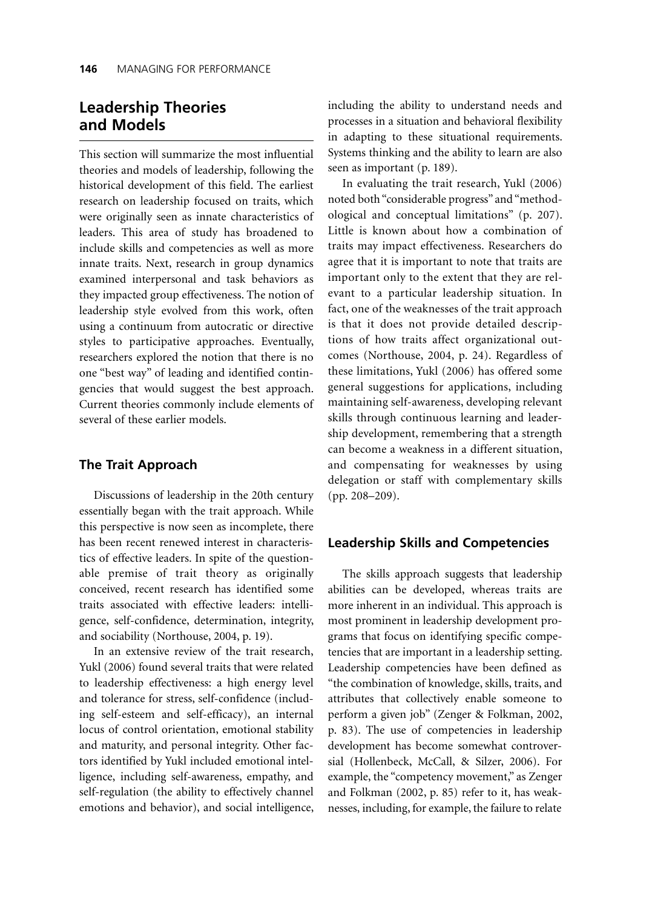## Leadership Theories and Models

This section will summarize the most influential theories and models of leadership, following the historical development of this field. The earliest research on leadership focused on traits, which were originally seen as innate characteristics of leaders. This area of study has broadened to include skills and competencies as well as more innate traits. Next, research in group dynamics examined interpersonal and task behaviors as they impacted group effectiveness. The notion of leadership style evolved from this work, often using a continuum from autocratic or directive styles to participative approaches. Eventually, researchers explored the notion that there is no one "best way" of leading and identified contingencies that would suggest the best approach. Current theories commonly include elements of several of these earlier models.

### The Trait Approach

Discussions of leadership in the 20th century essentially began with the trait approach. While this perspective is now seen as incomplete, there has been recent renewed interest in characteristics of effective leaders. In spite of the questionable premise of trait theory as originally conceived, recent research has identified some traits associated with effective leaders: intelligence, self-confidence, determination, integrity, and sociability (Northouse, 2004, p. 19).

In an extensive review of the trait research, Yukl (2006) found several traits that were related to leadership effectiveness: a high energy level and tolerance for stress, self-confidence (including self-esteem and self-efficacy), an internal locus of control orientation, emotional stability and maturity, and personal integrity. Other factors identified by Yukl included emotional intelligence, including self-awareness, empathy, and self-regulation (the ability to effectively channel emotions and behavior), and social intelligence, including the ability to understand needs and processes in a situation and behavioral flexibility in adapting to these situational requirements. Systems thinking and the ability to learn are also seen as important (p. 189).

In evaluating the trait research, Yukl (2006) noted both "considerable progress" and "methodological and conceptual limitations" (p. 207). Little is known about how a combination of traits may impact effectiveness. Researchers do agree that it is important to note that traits are important only to the extent that they are relevant to a particular leadership situation. In fact, one of the weaknesses of the trait approach is that it does not provide detailed descriptions of how traits affect organizational outcomes (Northouse, 2004, p. 24). Regardless of these limitations, Yukl (2006) has offered some general suggestions for applications, including maintaining self-awareness, developing relevant skills through continuous learning and leadership development, remembering that a strength can become a weakness in a different situation, and compensating for weaknesses by using delegation or staff with complementary skills (pp. 208–209).

### Leadership Skills and Competencies

The skills approach suggests that leadership abilities can be developed, whereas traits are more inherent in an individual. This approach is most prominent in leadership development programs that focus on identifying specific competencies that are important in a leadership setting. Leadership competencies have been defined as "the combination of knowledge, skills, traits, and attributes that collectively enable someone to perform a given job" (Zenger & Folkman, 2002, p. 83). The use of competencies in leadership development has become somewhat controversial (Hollenbeck, McCall, & Silzer, 2006). For example, the "competency movement," as Zenger and Folkman (2002, p. 85) refer to it, has weaknesses, including, for example, the failure to relate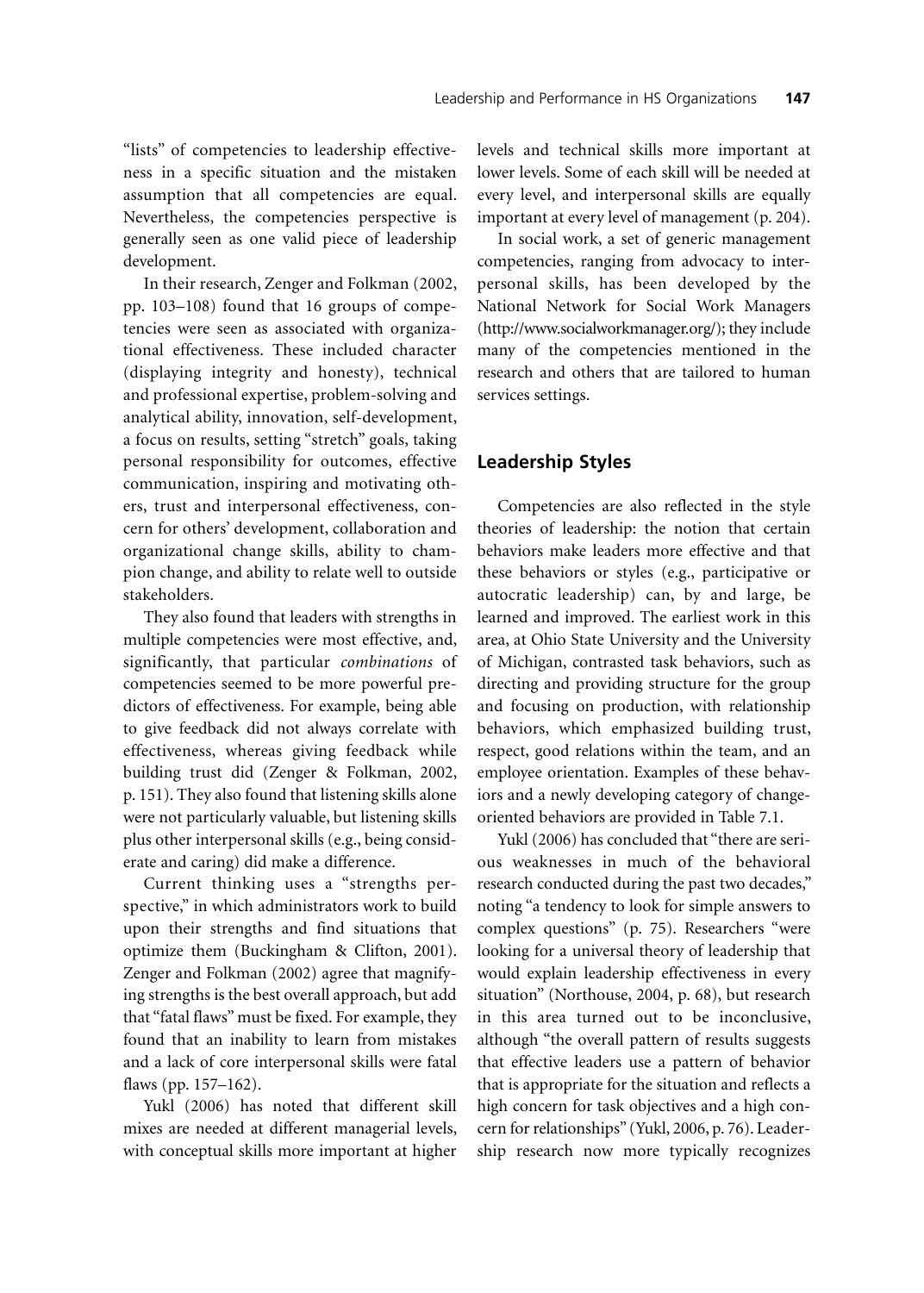"lists" of competencies to leadership effectiveness in a specific situation and the mistaken assumption that all competencies are equal. Nevertheless, the competencies perspective is generally seen as one valid piece of leadership development.

In their research, Zenger and Folkman (2002, pp. 103–108) found that 16 groups of competencies were seen as associated with organizational effectiveness. These included character (displaying integrity and honesty), technical and professional expertise, problem-solving and analytical ability, innovation, self-development, a focus on results, setting "stretch" goals, taking personal responsibility for outcomes, effective communication, inspiring and motivating others, trust and interpersonal effectiveness, concern for others' development, collaboration and organizational change skills, ability to champion change, and ability to relate well to outside stakeholders.

They also found that leaders with strengths in multiple competencies were most effective, and, significantly, that particular *combinations* of competencies seemed to be more powerful predictors of effectiveness. For example, being able to give feedback did not always correlate with effectiveness, whereas giving feedback while building trust did (Zenger & Folkman, 2002, p. 151). They also found that listening skills alone were not particularly valuable, but listening skills plus other interpersonal skills (e.g., being considerate and caring) did make a difference.

Current thinking uses a "strengths perspective," in which administrators work to build upon their strengths and find situations that optimize them (Buckingham & Clifton, 2001). Zenger and Folkman (2002) agree that magnifying strengths is the best overall approach, but add that "fatal flaws" must be fixed. For example, they found that an inability to learn from mistakes and a lack of core interpersonal skills were fatal flaws (pp. 157–162).

Yukl (2006) has noted that different skill mixes are needed at different managerial levels, with conceptual skills more important at higher levels and technical skills more important at lower levels. Some of each skill will be needed at every level, and interpersonal skills are equally important at every level of management (p. 204).

In social work, a set of generic management competencies, ranging from advocacy to interpersonal skills, has been developed by the National Network for Social Work Managers (http://www.socialworkmanager.org/); they include many of the competencies mentioned in the research and others that are tailored to human services settings.

## Leadership Styles

Competencies are also reflected in the style theories of leadership: the notion that certain behaviors make leaders more effective and that these behaviors or styles (e.g., participative or autocratic leadership) can, by and large, be learned and improved. The earliest work in this area, at Ohio State University and the University of Michigan, contrasted task behaviors, such as directing and providing structure for the group and focusing on production, with relationship behaviors, which emphasized building trust, respect, good relations within the team, and an employee orientation. Examples of these behaviors and a newly developing category of change-oriented behaviors are provided in Table 7.1.

Yukl (2006) has concluded that "there are serious weaknesses in much of the behavioral research conducted during the past two decades," noting "a tendency to look for simple answers to complex questions" (p. 75). Researchers "were looking for a universal theory of leadership that would explain leadership effectiveness in every situation" (Northouse, 2004, p. 68), but research in this area turned out to be inconclusive, although "the overall pattern of results suggests that effective leaders use a pattern of behavior that is appropriate for the situation and reflects a high concern for task objectives and a high concern for relationships" (Yukl, 2006, p. 76). Leadership research now more typically recognizes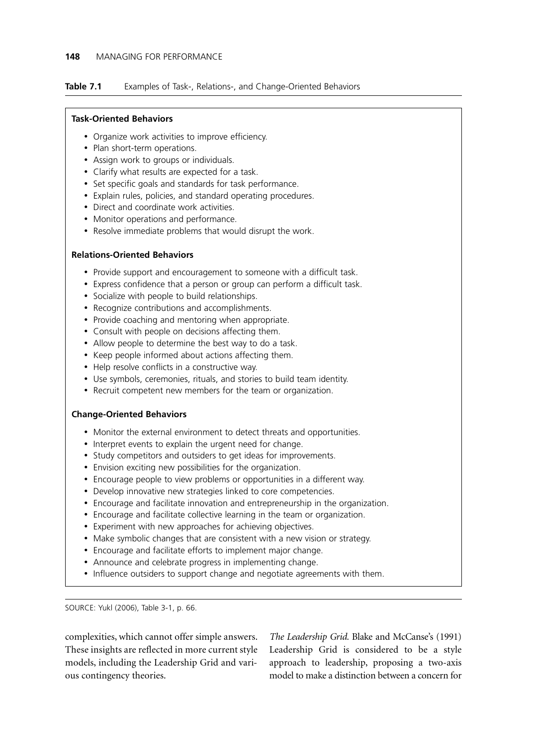**Table 7.1** Examples of Task-, Relations-, and Change-Oriented Behaviors

**Task-Oriented Behaviors**

- Organize work activities to improve efficiency.
- Plan short-term operations.
- Assign work to groups or individuals.
- Clarify what results are expected for a task.
- Set specific goals and standards for task performance.
- Explain rules, policies, and standard operating procedures.
- Direct and coordinate work activities.
- Monitor operations and performance.
- Resolve immediate problems that would disrupt the work.

**Relations-Oriented Behaviors**

- Provide support and encouragement to someone with a difficult task.
- Express confidence that a person or group can perform a difficult task.
- Socialize with people to build relationships.
- Recognize contributions and accomplishments.
- Provide coaching and mentoring when appropriate.
- Consult with people on decisions affecting them.
- Allow people to determine the best way to do a task.
- Keep people informed about actions affecting them.
- Help resolve conflicts in a constructive way.
- Use symbols, ceremonies, rituals, and stories to build team identity.
- Recruit competent new members for the team or organization.

**Change-Oriented Behaviors**

- Monitor the external environment to detect threats and opportunities.
- Interpret events to explain the urgent need for change.
- Study competitors and outsiders to get ideas for improvements.
- Envision exciting new possibilities for the organization.
- Encourage people to view problems or opportunities in a different way.
- Develop innovative new strategies linked to core competencies.
- Encourage and facilitate innovation and entrepreneurship in the organization.
- Encourage and facilitate collective learning in the team or organization.
- Experiment with new approaches for achieving objectives.
- Make symbolic changes that are consistent with a new vision or strategy.
- Encourage and facilitate efforts to implement major change.
- Announce and celebrate progress in implementing change.
- Influence outsiders to support change and negotiate agreements with them.

SOURCE: Yukl (2006), Table 3-1, p. 66.

complexities, which cannot offer simple answers. These insights are reflected in more current style models, including the Leadership Grid and various contingency theories.

*The Leadership Grid.* Blake and McCanse's (1991) Leadership Grid is considered to be a style approach to leadership, proposing a two-axis model to make a distinction between a concern for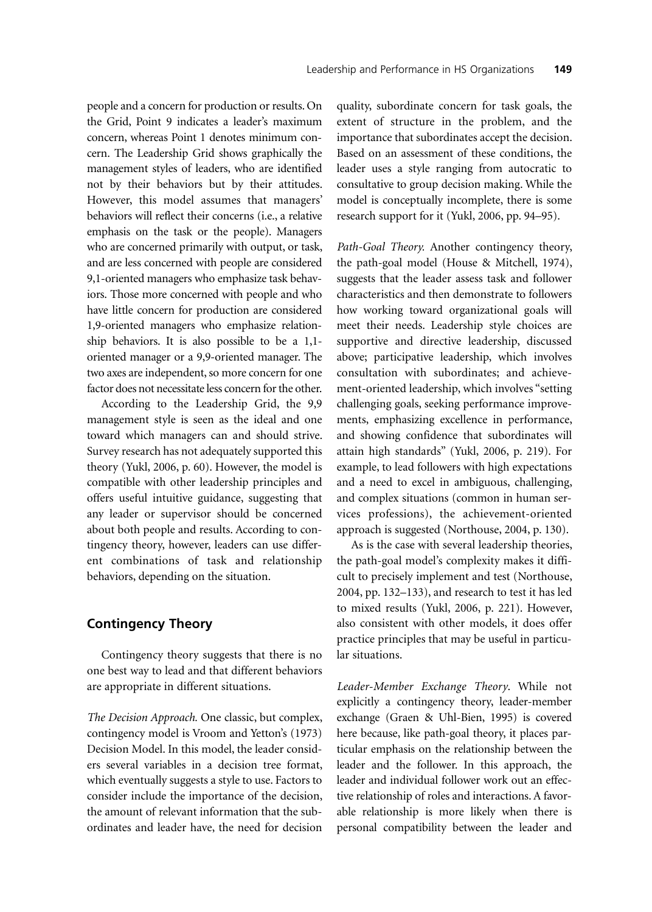people and a concern for production or results. On the Grid, Point 9 indicates a leader's maximum concern, whereas Point 1 denotes minimum concern. The Leadership Grid shows graphically the management styles of leaders, who are identified not by their behaviors but by their attitudes. However, this model assumes that managers' behaviors will reflect their concerns (i.e., a relative emphasis on the task or the people). Managers who are concerned primarily with output, or task, and are less concerned with people are considered 9,1-oriented managers who emphasize task behaviors. Those more concerned with people and who have little concern for production are considered 1,9-oriented managers who emphasize relationship behaviors. It is also possible to be a 1,1-oriented manager or a 9,9-oriented manager. The two axes are independent, so more concern for one factor does not necessitate less concern for the other.

According to the Leadership Grid, the 9,9 management style is seen as the ideal and one toward which managers can and should strive. Survey research has not adequately supported this theory (Yukl, 2006, p. 60). However, the model is compatible with other leadership principles and offers useful intuitive guidance, suggesting that any leader or supervisor should be concerned about both people and results. According to contingency theory, however, leaders can use different combinations of task and relationship behaviors, depending on the situation.

## Contingency Theory

Contingency theory suggests that there is no one best way to lead and that different behaviors are appropriate in different situations.

*The Decision Approach.* One classic, but complex, contingency model is Vroom and Yetton's (1973) Decision Model. In this model, the leader considers several variables in a decision tree format, which eventually suggests a style to use. Factors to consider include the importance of the decision, the amount of relevant information that the subordinates and leader have, the need for decision quality, subordinate concern for task goals, the extent of structure in the problem, and the importance that subordinates accept the decision. Based on an assessment of these conditions, the leader uses a style ranging from autocratic to consultative to group decision making. While the model is conceptually incomplete, there is some research support for it (Yukl, 2006, pp. 94–95).

*Path-Goal Theory.* Another contingency theory, the path-goal model (House & Mitchell, 1974), suggests that the leader assess task and follower characteristics and then demonstrate to followers how working toward organizational goals will meet their needs. Leadership style choices are supportive and directive leadership, discussed above; participative leadership, which involves consultation with subordinates; and achievement-oriented leadership, which involves "setting challenging goals, seeking performance improvements, emphasizing excellence in performance, and showing confidence that subordinates will attain high standards" (Yukl, 2006, p. 219). For example, to lead followers with high expectations and a need to excel in ambiguous, challenging, and complex situations (common in human services professions), the achievement-oriented approach is suggested (Northouse, 2004, p. 130).

As is the case with several leadership theories, the path-goal model's complexity makes it difficult to precisely implement and test (Northouse, 2004, pp. 132–133), and research to test it has led to mixed results (Yukl, 2006, p. 221). However, also consistent with other models, it does offer practice principles that may be useful in particular situations.

*Leader-Member Exchange Theory.* While not explicitly a contingency theory, leader-member exchange (Graen & Uhl-Bien, 1995) is covered here because, like path-goal theory, it places particular emphasis on the relationship between the leader and the follower. In this approach, the leader and individual follower work out an effective relationship of roles and interactions. A favorable relationship is more likely when there is personal compatibility between the leader and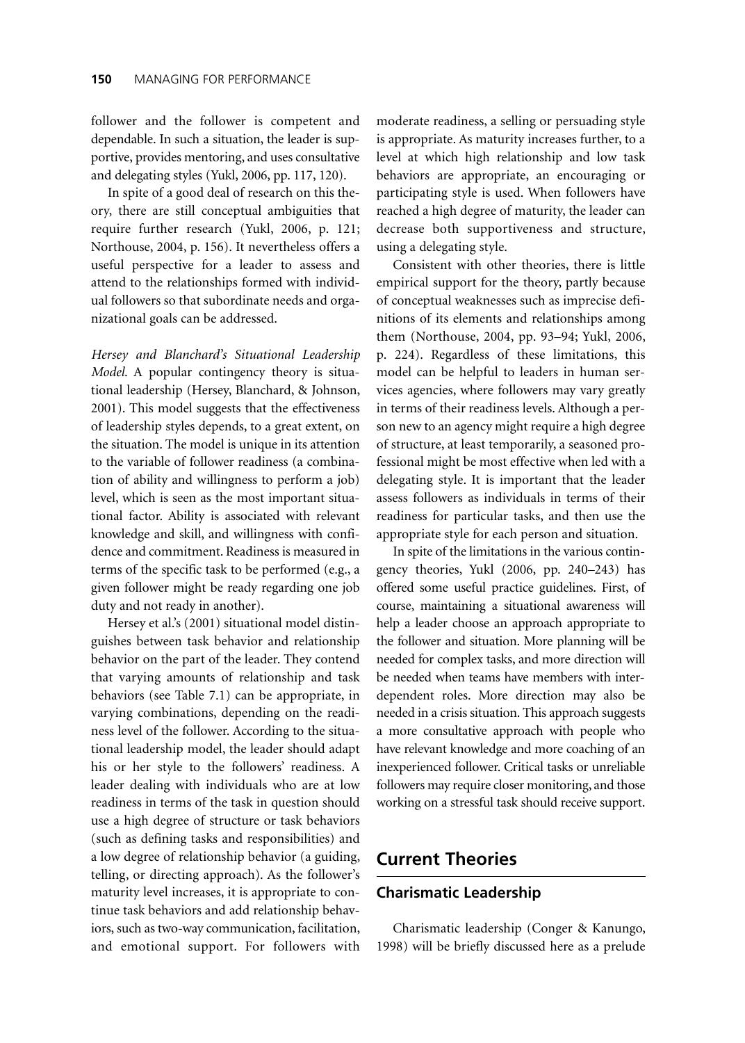follower and the follower is competent and dependable. In such a situation, the leader is supportive, provides mentoring, and uses consultative and delegating styles (Yukl, 2006, pp. 117, 120).

In spite of a good deal of research on this theory, there are still conceptual ambiguities that require further research (Yukl, 2006, p. 121; Northouse, 2004, p. 156). It nevertheless offers a useful perspective for a leader to assess and attend to the relationships formed with individual followers so that subordinate needs and organizational goals can be addressed.

*Hersey and Blanchard's Situational Leadership Model.* A popular contingency theory is situational leadership (Hersey, Blanchard, & Johnson, 2001). This model suggests that the effectiveness of leadership styles depends, to a great extent, on the situation. The model is unique in its attention to the variable of follower readiness (a combination of ability and willingness to perform a job) level, which is seen as the most important situational factor. Ability is associated with relevant knowledge and skill, and willingness with confidence and commitment. Readiness is measured in terms of the specific task to be performed (e.g., a given follower might be ready regarding one job duty and not ready in another).

Hersey et al.'s (2001) situational model distinguishes between task behavior and relationship behavior on the part of the leader. They contend that varying amounts of relationship and task behaviors (see Table 7.1) can be appropriate, in varying combinations, depending on the readiness level of the follower. According to the situational leadership model, the leader should adapt his or her style to the followers' readiness. A leader dealing with individuals who are at low readiness in terms of the task in question should use a high degree of structure or task behaviors (such as defining tasks and responsibilities) and a low degree of relationship behavior (a guiding, telling, or directing approach). As the follower's maturity level increases, it is appropriate to continue task behaviors and add relationship behaviors, such as two-way communication, facilitation, and emotional support. For followers with moderate readiness, a selling or persuading style is appropriate. As maturity increases further, to a level at which high relationship and low task behaviors are appropriate, an encouraging or participating style is used. When followers have reached a high degree of maturity, the leader can decrease both supportiveness and structure, using a delegating style.

Consistent with other theories, there is little empirical support for the theory, partly because of conceptual weaknesses such as imprecise definitions of its elements and relationships among them (Northouse, 2004, pp. 93–94; Yukl, 2006, p. 224). Regardless of these limitations, this model can be helpful to leaders in human services agencies, where followers may vary greatly in terms of their readiness levels. Although a person new to an agency might require a high degree of structure, at least temporarily, a seasoned professional might be most effective when led with a delegating style. It is important that the leader assess followers as individuals in terms of their readiness for particular tasks, and then use the appropriate style for each person and situation.

In spite of the limitations in the various contingency theories, Yukl (2006, pp. 240–243) has offered some useful practice guidelines. First, of course, maintaining a situational awareness will help a leader choose an approach appropriate to the follower and situation. More planning will be needed for complex tasks, and more direction will be needed when teams have members with interdependent roles. More direction may also be needed in a crisis situation. This approach suggests a more consultative approach with people who have relevant knowledge and more coaching of an inexperienced follower. Critical tasks or unreliable followers may require closer monitoring, and those working on a stressful task should receive support.

## Current Theories

### Charismatic Leadership

Charismatic leadership (Conger & Kanungo, 1998) will be briefly discussed here as a prelude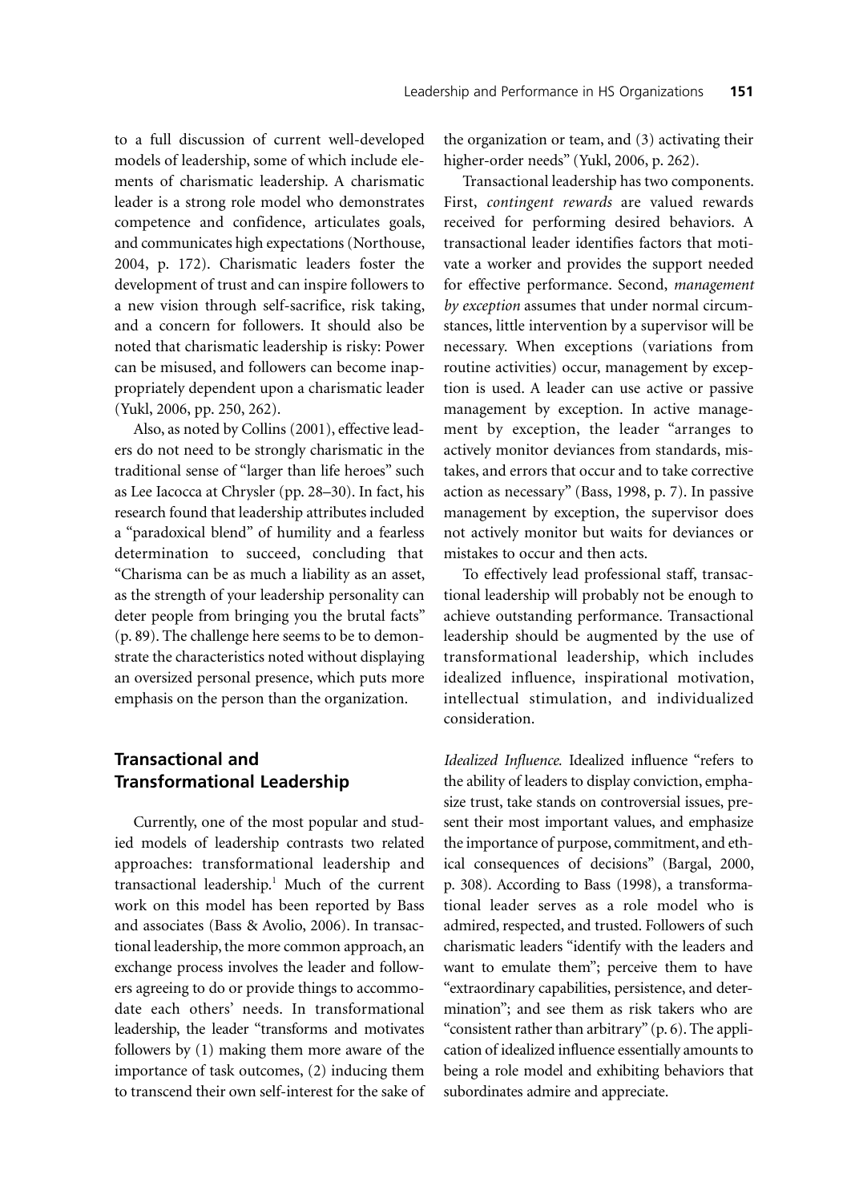to a full discussion of current well-developed models of leadership, some of which include elements of charismatic leadership. A charismatic leader is a strong role model who demonstrates competence and confidence, articulates goals, and communicates high expectations (Northouse, 2004, p. 172). Charismatic leaders foster the development of trust and can inspire followers to a new vision through self-sacrifice, risk taking, and a concern for followers. It should also be noted that charismatic leadership is risky: Power can be misused, and followers can become inappropriately dependent upon a charismatic leader (Yukl, 2006, pp. 250, 262).

Also, as noted by Collins (2001), effective leaders do not need to be strongly charismatic in the traditional sense of "larger than life heroes" such as Lee Iacocca at Chrysler (pp. 28–30). In fact, his research found that leadership attributes included a "paradoxical blend" of humility and a fearless determination to succeed, concluding that "Charisma can be as much a liability as an asset, as the strength of your leadership personality can deter people from bringing you the brutal facts" (p. 89). The challenge here seems to be to demonstrate the characteristics noted without displaying an oversized personal presence, which puts more emphasis on the person than the organization.

## Transactional and Transformational Leadership

Currently, one of the most popular and studied models of leadership contrasts two related approaches: transformational leadership and transactional leadership.[1] Much of the current work on this model has been reported by Bass and associates (Bass & Avolio, 2006). In transactional leadership, the more common approach, an exchange process involves the leader and followers agreeing to do or provide things to accommodate each others' needs. In transformational leadership, the leader "transforms and motivates followers by (1) making them more aware of the importance of task outcomes, (2) inducing them to transcend their own self-interest for the sake of the organization or team, and (3) activating their higher-order needs" (Yukl, 2006, p. 262).

Transactional leadership has two components. First, *contingent rewards* are valued rewards received for performing desired behaviors. A transactional leader identifies factors that motivate a worker and provides the support needed for effective performance. Second, *management by exception* assumes that under normal circumstances, little intervention by a supervisor will be necessary. When exceptions (variations from routine activities) occur, management by exception is used. A leader can use active or passive management by exception. In active management by exception, the leader "arranges to actively monitor deviances from standards, mistakes, and errors that occur and to take corrective action as necessary" (Bass, 1998, p. 7). In passive management by exception, the supervisor does not actively monitor but waits for deviances or mistakes to occur and then acts.

To effectively lead professional staff, transactional leadership will probably not be enough to achieve outstanding performance. Transactional leadership should be augmented by the use of transformational leadership, which includes idealized influence, inspirational motivation, intellectual stimulation, and individualized consideration.

*Idealized Influence.* Idealized influence "refers to the ability of leaders to display conviction, emphasize trust, take stands on controversial issues, present their most important values, and emphasize the importance of purpose, commitment, and ethical consequences of decisions" (Bargal, 2000, p. 308). According to Bass (1998), a transformational leader serves as a role model who is admired, respected, and trusted. Followers of such charismatic leaders "identify with the leaders and want to emulate them"; perceive them to have "extraordinary capabilities, persistence, and determination"; and see them as risk takers who are "consistent rather than arbitrary" (p. 6). The application of idealized influence essentially amounts to being a role model and exhibiting behaviors that subordinates admire and appreciate.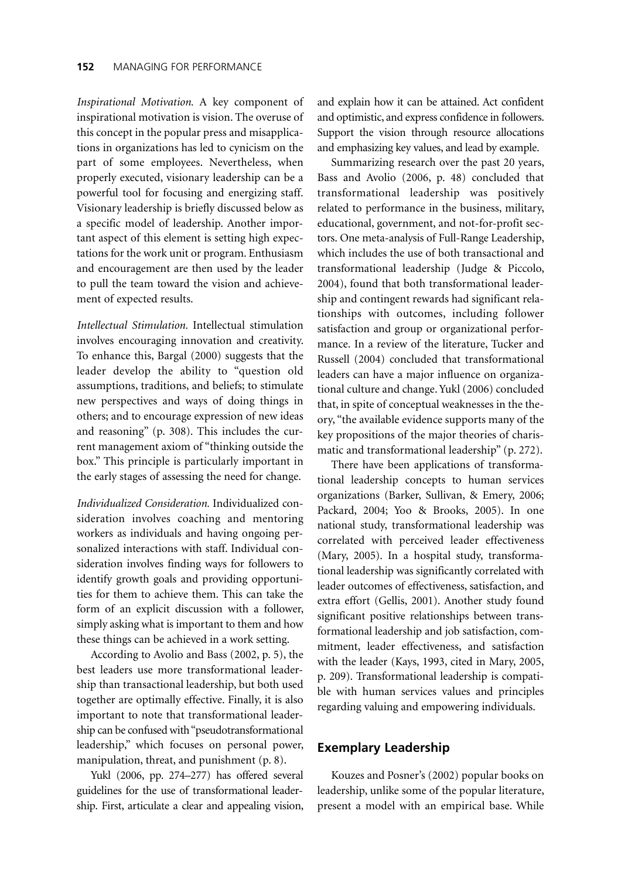*Inspirational Motivation.* A key component of inspirational motivation is vision. The overuse of this concept in the popular press and misapplications in organizations has led to cynicism on the part of some employees. Nevertheless, when properly executed, visionary leadership can be a powerful tool for focusing and energizing staff. Visionary leadership is briefly discussed below as a specific model of leadership. Another important aspect of this element is setting high expectations for the work unit or program. Enthusiasm and encouragement are then used by the leader to pull the team toward the vision and achievement of expected results.

*Intellectual Stimulation.* Intellectual stimulation involves encouraging innovation and creativity. To enhance this, Bargal (2000) suggests that the leader develop the ability to "question old assumptions, traditions, and beliefs; to stimulate new perspectives and ways of doing things in others; and to encourage expression of new ideas and reasoning" (p. 308). This includes the current management axiom of "thinking outside the box." This principle is particularly important in the early stages of assessing the need for change.

*Individualized Consideration.* Individualized consideration involves coaching and mentoring workers as individuals and having ongoing personalized interactions with staff. Individual consideration involves finding ways for followers to identify growth goals and providing opportunities for them to achieve them. This can take the form of an explicit discussion with a follower, simply asking what is important to them and how these things can be achieved in a work setting.

According to Avolio and Bass (2002, p. 5), the best leaders use more transformational leadership than transactional leadership, but both used together are optimally effective. Finally, it is also important to note that transformational leadership can be confused with "pseudotransformational leadership," which focuses on personal power, manipulation, threat, and punishment (p. 8).

Yukl (2006, pp. 274–277) has offered several guidelines for the use of transformational leadership. First, articulate a clear and appealing vision, and explain how it can be attained. Act confident and optimistic, and express confidence in followers. Support the vision through resource allocations and emphasizing key values, and lead by example.

Summarizing research over the past 20 years, Bass and Avolio (2006, p. 48) concluded that transformational leadership was positively related to performance in the business, military, educational, government, and not-for-profit sectors. One meta-analysis of Full-Range Leadership, which includes the use of both transactional and transformational leadership (Judge & Piccolo, 2004), found that both transformational leadership and contingent rewards had significant relationships with outcomes, including follower satisfaction and group or organizational performance. In a review of the literature, Tucker and Russell (2004) concluded that transformational leaders can have a major influence on organizational culture and change. Yukl (2006) concluded that, in spite of conceptual weaknesses in the theory, "the available evidence supports many of the key propositions of the major theories of charismatic and transformational leadership" (p. 272).

There have been applications of transformational leadership concepts to human services organizations (Barker, Sullivan, & Emery, 2006; Packard, 2004; Yoo & Brooks, 2005). In one national study, transformational leadership was correlated with perceived leader effectiveness (Mary, 2005). In a hospital study, transformational leadership was significantly correlated with leader outcomes of effectiveness, satisfaction, and extra effort (Gellis, 2001). Another study found significant positive relationships between transformational leadership and job satisfaction, commitment, leader effectiveness, and satisfaction with the leader (Kays, 1993, cited in Mary, 2005, p. 209). Transformational leadership is compatible with human services values and principles regarding valuing and empowering individuals.

## Exemplary Leadership

Kouzes and Posner's (2002) popular books on leadership, unlike some of the popular literature, present a model with an empirical base. While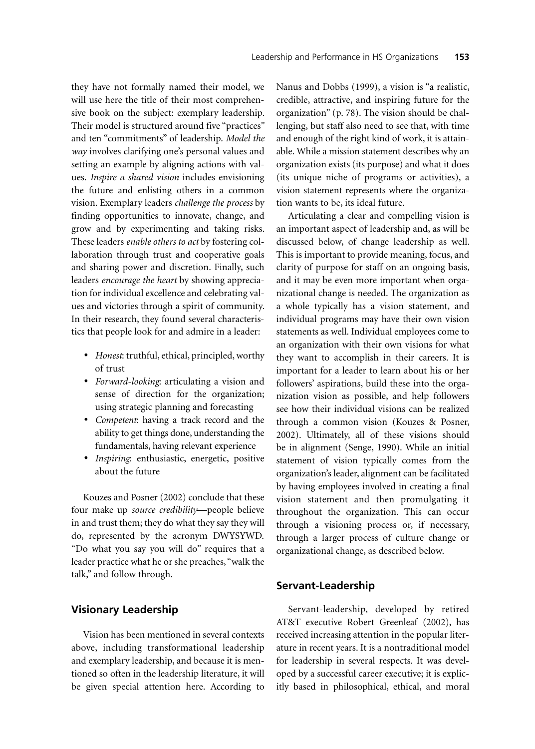they have not formally named their model, we will use here the title of their most comprehensive book on the subject: exemplary leadership. Their model is structured around five "practices" and ten "commitments" of leadership. *Model the way* involves clarifying one's personal values and setting an example by aligning actions with values. *Inspire a shared vision* includes envisioning the future and enlisting others in a common vision. Exemplary leaders *challenge the process* by finding opportunities to innovate, change, and grow and by experimenting and taking risks. These leaders *enable others to act* by fostering collaboration through trust and cooperative goals and sharing power and discretion. Finally, such leaders *encourage the heart* by showing appreciation for individual excellence and celebrating values and victories through a spirit of community. In their research, they found several characteristics that people look for and admire in a leader:

- *Honest*: truthful, ethical, principled, worthy of trust
- *Forward-looking*: articulating a vision and sense of direction for the organization; using strategic planning and forecasting
- *Competent*: having a track record and the ability to get things done, understanding the fundamentals, having relevant experience
- *Inspiring*: enthusiastic, energetic, positive about the future

Kouzes and Posner (2002) conclude that these four make up *source credibility*—people believe in and trust them; they do what they say they will do, represented by the acronym DWYSYWD. "Do what you say you will do" requires that a leader practice what he or she preaches, "walk the talk," and follow through.

## Visionary Leadership

Vision has been mentioned in several contexts above, including transformational leadership and exemplary leadership, and because it is mentioned so often in the leadership literature, it will be given special attention here. According to Nanus and Dobbs (1999), a vision is "a realistic, credible, attractive, and inspiring future for the organization" (p. 78). The vision should be challenging, but staff also need to see that, with time and enough of the right kind of work, it is attainable. While a mission statement describes why an organization exists (its purpose) and what it does (its unique niche of programs or activities), a vision statement represents where the organization wants to be, its ideal future.

Articulating a clear and compelling vision is an important aspect of leadership and, as will be discussed below, of change leadership as well. This is important to provide meaning, focus, and clarity of purpose for staff on an ongoing basis, and it may be even more important when organizational change is needed. The organization as a whole typically has a vision statement, and individual programs may have their own vision statements as well. Individual employees come to an organization with their own visions for what they want to accomplish in their careers. It is important for a leader to learn about his or her followers' aspirations, build these into the organization vision as possible, and help followers see how their individual visions can be realized through a common vision (Kouzes & Posner, 2002). Ultimately, all of these visions should be in alignment (Senge, 1990). While an initial statement of vision typically comes from the organization's leader, alignment can be facilitated by having employees involved in creating a final vision statement and then promulgating it throughout the organization. This can occur through a visioning process or, if necessary, through a larger process of culture change or organizational change, as described below.

## Servant-Leadership

Servant-leadership, developed by retired AT&T executive Robert Greenleaf (2002), has received increasing attention in the popular literature in recent years. It is a nontraditional model for leadership in several respects. It was developed by a successful career executive; it is explicitly based in philosophical, ethical, and moral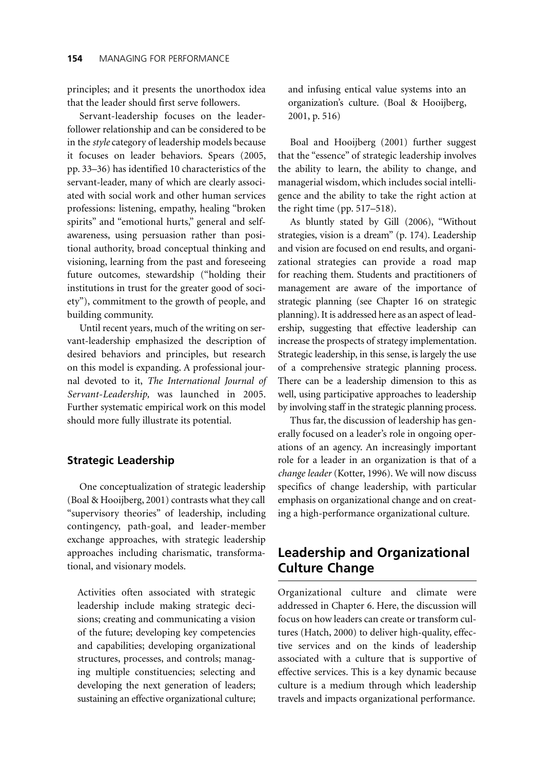principles; and it presents the unorthodox idea that the leader should first serve followers.

Servant-leadership focuses on the leader-follower relationship and can be considered to be in the *style* category of leadership models because it focuses on leader behaviors. Spears (2005, pp. 33–36) has identified 10 characteristics of the servant-leader, many of which are clearly associated with social work and other human services professions: listening, empathy, healing "broken spirits" and "emotional hurts," general and self-awareness, using persuasion rather than positional authority, broad conceptual thinking and visioning, learning from the past and foreseeing future outcomes, stewardship ("holding their institutions in trust for the greater good of society"), commitment to the growth of people, and building community.

Until recent years, much of the writing on servant-leadership emphasized the description of desired behaviors and principles, but research on this model is expanding. A professional journal devoted to it, *The International Journal of Servant-Leadership,* was launched in 2005. Further systematic empirical work on this model should more fully illustrate its potential.

### Strategic Leadership

One conceptualization of strategic leadership (Boal & Hooijberg, 2001) contrasts what they call "supervisory theories" of leadership, including contingency, path-goal, and leader-member exchange approaches, with strategic leadership approaches including charismatic, transformational, and visionary models.

> Activities often associated with strategic leadership include making strategic decisions; creating and communicating a vision of the future; developing key competencies and capabilities; developing organizational structures, processes, and controls; managing multiple constituencies; selecting and developing the next generation of leaders; sustaining an effective organizational culture; and infusing entical value systems into an organization's culture. (Boal & Hooijberg, 2001, p. 516)

Boal and Hooijberg (2001) further suggest that the "essence" of strategic leadership involves the ability to learn, the ability to change, and managerial wisdom, which includes social intelligence and the ability to take the right action at the right time (pp. 517–518).

As bluntly stated by Gill (2006), "Without strategies, vision is a dream" (p. 174). Leadership and vision are focused on end results, and organizational strategies can provide a road map for reaching them. Students and practitioners of management are aware of the importance of strategic planning (see Chapter 16 on strategic planning). It is addressed here as an aspect of leadership, suggesting that effective leadership can increase the prospects of strategy implementation. Strategic leadership, in this sense, is largely the use of a comprehensive strategic planning process. There can be a leadership dimension to this as well, using participative approaches to leadership by involving staff in the strategic planning process.

Thus far, the discussion of leadership has generally focused on a leader's role in ongoing operations of an agency. An increasingly important role for a leader in an organization is that of a *change leader* (Kotter, 1996). We will now discuss specifics of change leadership, with particular emphasis on organizational change and on creating a high-performance organizational culture.

## Leadership and Organizational Culture Change

Organizational culture and climate were addressed in Chapter 6. Here, the discussion will focus on how leaders can create or transform cultures (Hatch, 2000) to deliver high-quality, effective services and on the kinds of leadership associated with a culture that is supportive of effective services. This is a key dynamic because culture is a medium through which leadership travels and impacts organizational performance.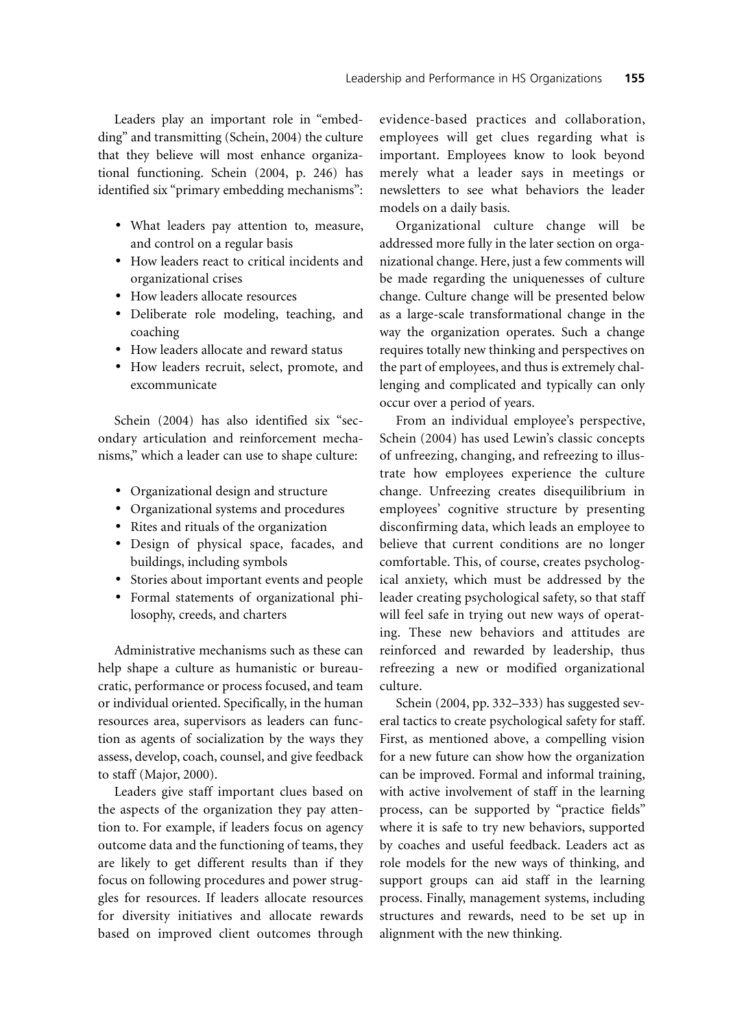Leaders play an important role in "embedding" and transmitting (Schein, 2004) the culture that they believe will most enhance organizational functioning. Schein (2004, p. 246) has identified six "primary embedding mechanisms":

- What leaders pay attention to, measure, and control on a regular basis
- How leaders react to critical incidents and organizational crises
- How leaders allocate resources
- Deliberate role modeling, teaching, and coaching
- How leaders allocate and reward status
- How leaders recruit, select, promote, and excommunicate

Schein (2004) has also identified six "secondary articulation and reinforcement mechanisms," which a leader can use to shape culture:

- Organizational design and structure
- Organizational systems and procedures
- Rites and rituals of the organization
- Design of physical space, facades, and buildings, including symbols
- Stories about important events and people
- Formal statements of organizational philosophy, creeds, and charters

Administrative mechanisms such as these can help shape a culture as humanistic or bureaucratic, performance or process focused, and team or individual oriented. Specifically, in the human resources area, supervisors as leaders can function as agents of socialization by the ways they assess, develop, coach, counsel, and give feedback to staff (Major, 2000).

Leaders give staff important clues based on the aspects of the organization they pay attention to. For example, if leaders focus on agency outcome data and the functioning of teams, they are likely to get different results than if they focus on following procedures and power struggles for resources. If leaders allocate resources for diversity initiatives and allocate rewards based on improved client outcomes through evidence-based practices and collaboration, employees will get clues regarding what is important. Employees know to look beyond merely what a leader says in meetings or newsletters to see what behaviors the leader models on a daily basis.

Organizational culture change will be addressed more fully in the later section on organizational change. Here, just a few comments will be made regarding the uniquenesses of culture change. Culture change will be presented below as a large-scale transformational change in the way the organization operates. Such a change requires totally new thinking and perspectives on the part of employees, and thus is extremely challenging and complicated and typically can only occur over a period of years.

From an individual employee's perspective, Schein (2004) has used Lewin's classic concepts of unfreezing, changing, and refreezing to illustrate how employees experience the culture change. Unfreezing creates disequilibrium in employees' cognitive structure by presenting disconfirming data, which leads an employee to believe that current conditions are no longer comfortable. This, of course, creates psychological anxiety, which must be addressed by the leader creating psychological safety, so that staff will feel safe in trying out new ways of operating. These new behaviors and attitudes are reinforced and rewarded by leadership, thus refreezing a new or modified organizational culture.

Schein (2004, pp. 332–333) has suggested several tactics to create psychological safety for staff. First, as mentioned above, a compelling vision for a new future can show how the organization can be improved. Formal and informal training, with active involvement of staff in the learning process, can be supported by "practice fields" where it is safe to try new behaviors, supported by coaches and useful feedback. Leaders act as role models for the new ways of thinking, and support groups can aid staff in the learning process. Finally, management systems, including structures and rewards, need to be set up in alignment with the new thinking.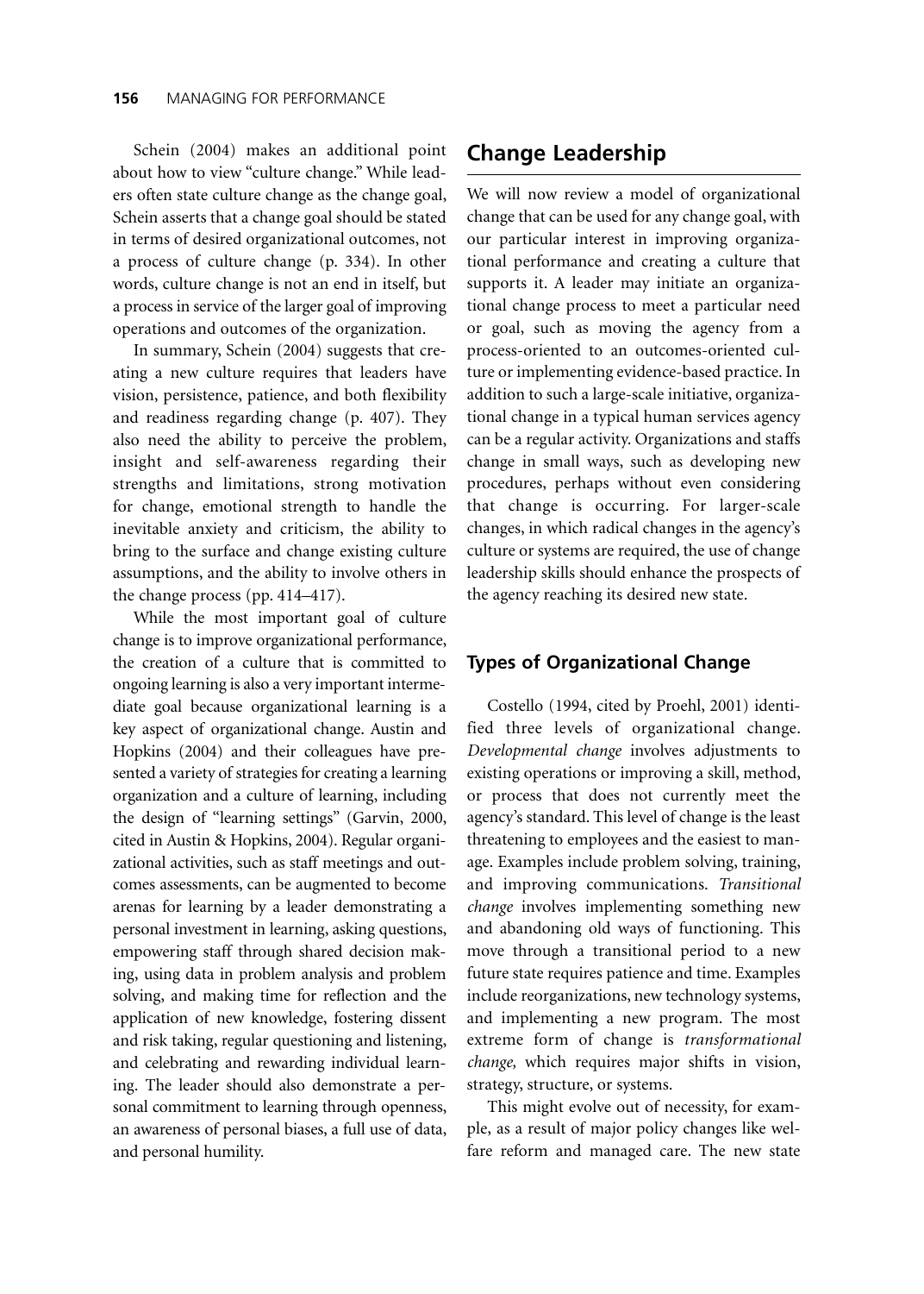Schein (2004) makes an additional point about how to view "culture change." While leaders often state culture change as the change goal, Schein asserts that a change goal should be stated in terms of desired organizational outcomes, not a process of culture change (p. 334). In other words, culture change is not an end in itself, but a process in service of the larger goal of improving operations and outcomes of the organization.

In summary, Schein (2004) suggests that creating a new culture requires that leaders have vision, persistence, patience, and both flexibility and readiness regarding change (p. 407). They also need the ability to perceive the problem, insight and self-awareness regarding their strengths and limitations, strong motivation for change, emotional strength to handle the inevitable anxiety and criticism, the ability to bring to the surface and change existing culture assumptions, and the ability to involve others in the change process (pp. 414–417).

While the most important goal of culture change is to improve organizational performance, the creation of a culture that is committed to ongoing learning is also a very important intermediate goal because organizational learning is a key aspect of organizational change. Austin and Hopkins (2004) and their colleagues have presented a variety of strategies for creating a learning organization and a culture of learning, including the design of "learning settings" (Garvin, 2000, cited in Austin & Hopkins, 2004). Regular organizational activities, such as staff meetings and outcomes assessments, can be augmented to become arenas for learning by a leader demonstrating a personal investment in learning, asking questions, empowering staff through shared decision making, using data in problem analysis and problem solving, and making time for reflection and the application of new knowledge, fostering dissent and risk taking, regular questioning and listening, and celebrating and rewarding individual learning. The leader should also demonstrate a personal commitment to learning through openness, an awareness of personal biases, a full use of data, and personal humility.

## Change Leadership

We will now review a model of organizational change that can be used for any change goal, with our particular interest in improving organizational performance and creating a culture that supports it. A leader may initiate an organizational change process to meet a particular need or goal, such as moving the agency from a process-oriented to an outcomes-oriented culture or implementing evidence-based practice. In addition to such a large-scale initiative, organizational change in a typical human services agency can be a regular activity. Organizations and staffs change in small ways, such as developing new procedures, perhaps without even considering that change is occurring. For larger-scale changes, in which radical changes in the agency's culture or systems are required, the use of change leadership skills should enhance the prospects of the agency reaching its desired new state.

### Types of Organizational Change

Costello (1994, cited by Proehl, 2001) identified three levels of organizational change. *Developmental change* involves adjustments to existing operations or improving a skill, method, or process that does not currently meet the agency's standard. This level of change is the least threatening to employees and the easiest to manage. Examples include problem solving, training, and improving communications. *Transitional change* involves implementing something new and abandoning old ways of functioning. This move through a transitional period to a new future state requires patience and time. Examples include reorganizations, new technology systems, and implementing a new program. The most extreme form of change is *transformational change,* which requires major shifts in vision, strategy, structure, or systems.

This might evolve out of necessity, for example, as a result of major policy changes like welfare reform and managed care. The new state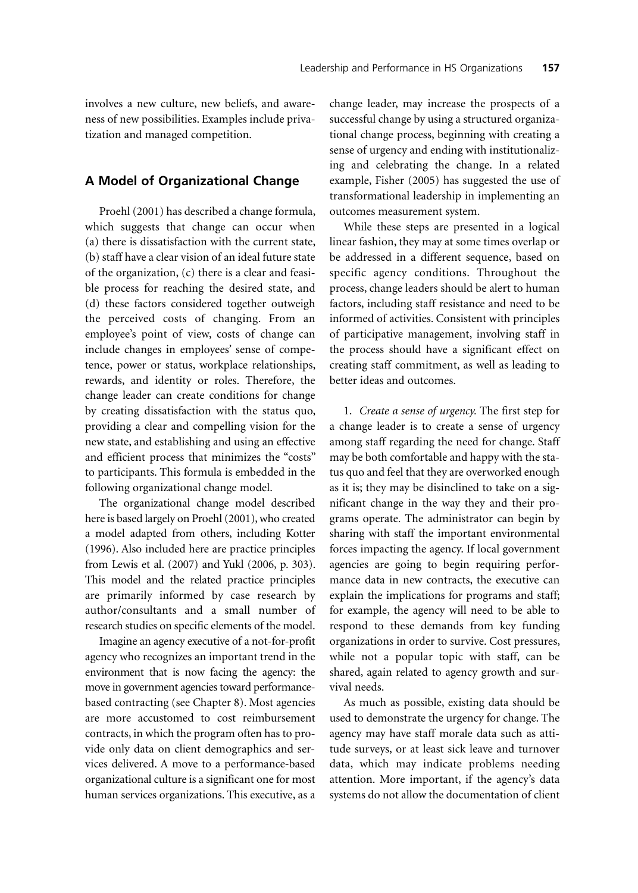involves a new culture, new beliefs, and awareness of new possibilities. Examples include privatization and managed competition.

## A Model of Organizational Change

Proehl (2001) has described a change formula, which suggests that change can occur when (a) there is dissatisfaction with the current state, (b) staff have a clear vision of an ideal future state of the organization, (c) there is a clear and feasible process for reaching the desired state, and (d) these factors considered together outweigh the perceived costs of changing. From an employee's point of view, costs of change can include changes in employees' sense of competence, power or status, workplace relationships, rewards, and identity or roles. Therefore, the change leader can create conditions for change by creating dissatisfaction with the status quo, providing a clear and compelling vision for the new state, and establishing and using an effective and efficient process that minimizes the "costs" to participants. This formula is embedded in the following organizational change model.

The organizational change model described here is based largely on Proehl (2001), who created a model adapted from others, including Kotter (1996). Also included here are practice principles from Lewis et al. (2007) and Yukl (2006, p. 303). This model and the related practice principles are primarily informed by case research by author/consultants and a small number of research studies on specific elements of the model.

Imagine an agency executive of a not-for-profit agency who recognizes an important trend in the environment that is now facing the agency: the move in government agencies toward performance-based contracting (see Chapter 8). Most agencies are more accustomed to cost reimbursement contracts, in which the program often has to provide only data on client demographics and services delivered. A move to a performance-based organizational culture is a significant one for most human services organizations. This executive, as a change leader, may increase the prospects of a successful change by using a structured organizational change process, beginning with creating a sense of urgency and ending with institutionalizing and celebrating the change. In a related example, Fisher (2005) has suggested the use of transformational leadership in implementing an outcomes measurement system.

While these steps are presented in a logical linear fashion, they may at some times overlap or be addressed in a different sequence, based on specific agency conditions. Throughout the process, change leaders should be alert to human factors, including staff resistance and need to be informed of activities. Consistent with principles of participative management, involving staff in the process should have a significant effect on creating staff commitment, as well as leading to better ideas and outcomes.

1. *Create a sense of urgency.* The first step for a change leader is to create a sense of urgency among staff regarding the need for change. Staff may be both comfortable and happy with the status quo and feel that they are overworked enough as it is; they may be disinclined to take on a significant change in the way they and their programs operate. The administrator can begin by sharing with staff the important environmental forces impacting the agency. If local government agencies are going to begin requiring performance data in new contracts, the executive can explain the implications for programs and staff; for example, the agency will need to be able to respond to these demands from key funding organizations in order to survive. Cost pressures, while not a popular topic with staff, can be shared, again related to agency growth and survival needs.

As much as possible, existing data should be used to demonstrate the urgency for change. The agency may have staff morale data such as attitude surveys, or at least sick leave and turnover data, which may indicate problems needing attention. More important, if the agency's data systems do not allow the documentation of client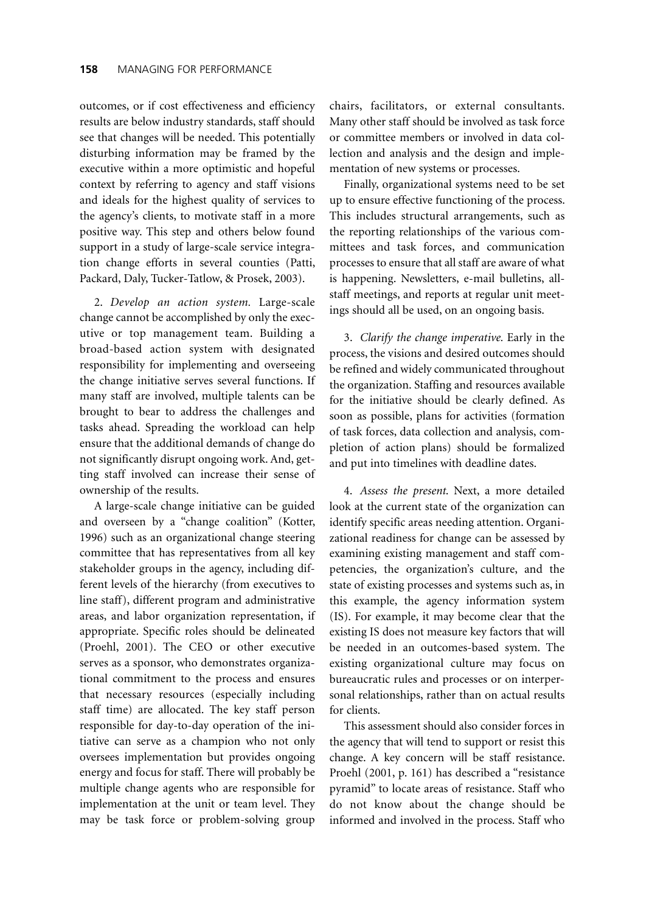outcomes, or if cost effectiveness and efficiency results are below industry standards, staff should see that changes will be needed. This potentially disturbing information may be framed by the executive within a more optimistic and hopeful context by referring to agency and staff visions and ideals for the highest quality of services to the agency's clients, to motivate staff in a more positive way. This step and others below found support in a study of large-scale service integration change efforts in several counties (Patti, Packard, Daly, Tucker-Tatlow, & Prosek, 2003).

2. *Develop an action system.* Large-scale change cannot be accomplished by only the executive or top management team. Building a broad-based action system with designated responsibility for implementing and overseeing the change initiative serves several functions. If many staff are involved, multiple talents can be brought to bear to address the challenges and tasks ahead. Spreading the workload can help ensure that the additional demands of change do not significantly disrupt ongoing work. And, getting staff involved can increase their sense of ownership of the results.

A large-scale change initiative can be guided and overseen by a "change coalition" (Kotter, 1996) such as an organizational change steering committee that has representatives from all key stakeholder groups in the agency, including different levels of the hierarchy (from executives to line staff), different program and administrative areas, and labor organization representation, if appropriate. Specific roles should be delineated (Proehl, 2001). The CEO or other executive serves as a sponsor, who demonstrates organizational commitment to the process and ensures that necessary resources (especially including staff time) are allocated. The key staff person responsible for day-to-day operation of the initiative can serve as a champion who not only oversees implementation but provides ongoing energy and focus for staff. There will probably be multiple change agents who are responsible for implementation at the unit or team level. They may be task force or problem-solving group chairs, facilitators, or external consultants. Many other staff should be involved as task force or committee members or involved in data collection and analysis and the design and implementation of new systems or processes.

Finally, organizational systems need to be set up to ensure effective functioning of the process. This includes structural arrangements, such as the reporting relationships of the various committees and task forces, and communication processes to ensure that all staff are aware of what is happening. Newsletters, e-mail bulletins, all-staff meetings, and reports at regular unit meetings should all be used, on an ongoing basis.

3. *Clarify the change imperative.* Early in the process, the visions and desired outcomes should be refined and widely communicated throughout the organization. Staffing and resources available for the initiative should be clearly defined. As soon as possible, plans for activities (formation of task forces, data collection and analysis, completion of action plans) should be formalized and put into timelines with deadline dates.

4. *Assess the present.* Next, a more detailed look at the current state of the organization can identify specific areas needing attention. Organizational readiness for change can be assessed by examining existing management and staff competencies, the organization's culture, and the state of existing processes and systems such as, in this example, the agency information system (IS). For example, it may become clear that the existing IS does not measure key factors that will be needed in an outcomes-based system. The existing organizational culture may focus on bureaucratic rules and processes or on interpersonal relationships, rather than on actual results for clients.

This assessment should also consider forces in the agency that will tend to support or resist this change. A key concern will be staff resistance. Proehl (2001, p. 161) has described a "resistance pyramid" to locate areas of resistance. Staff who do not know about the change should be informed and involved in the process. Staff who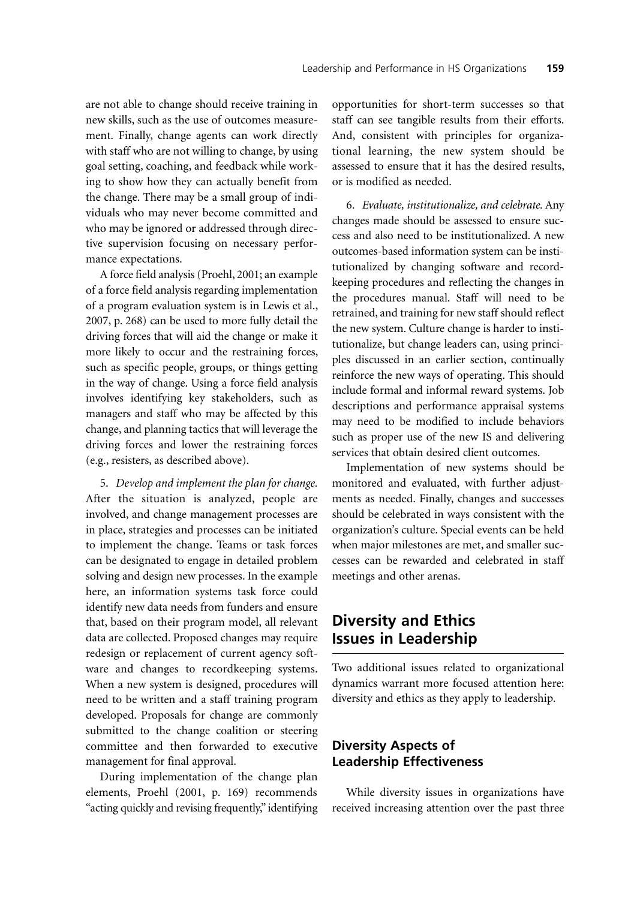are not able to change should receive training in new skills, such as the use of outcomes measurement. Finally, change agents can work directly with staff who are not willing to change, by using goal setting, coaching, and feedback while working to show how they can actually benefit from the change. There may be a small group of individuals who may never become committed and who may be ignored or addressed through directive supervision focusing on necessary performance expectations.

A force field analysis (Proehl, 2001; an example of a force field analysis regarding implementation of a program evaluation system is in Lewis et al., 2007, p. 268) can be used to more fully detail the driving forces that will aid the change or make it more likely to occur and the restraining forces, such as specific people, groups, or things getting in the way of change. Using a force field analysis involves identifying key stakeholders, such as managers and staff who may be affected by this change, and planning tactics that will leverage the driving forces and lower the restraining forces (e.g., resisters, as described above).

5. *Develop and implement the plan for change.* After the situation is analyzed, people are involved, and change management processes are in place, strategies and processes can be initiated to implement the change. Teams or task forces can be designated to engage in detailed problem solving and design new processes. In the example here, an information systems task force could identify new data needs from funders and ensure that, based on their program model, all relevant data are collected. Proposed changes may require redesign or replacement of current agency software and changes to recordkeeping systems. When a new system is designed, procedures will need to be written and a staff training program developed. Proposals for change are commonly submitted to the change coalition or steering committee and then forwarded to executive management for final approval.

During implementation of the change plan elements, Proehl (2001, p. 169) recommends "acting quickly and revising frequently," identifying opportunities for short-term successes so that staff can see tangible results from their efforts. And, consistent with principles for organizational learning, the new system should be assessed to ensure that it has the desired results, or is modified as needed.

6. *Evaluate, institutionalize, and celebrate.* Any changes made should be assessed to ensure success and also need to be institutionalized. A new outcomes-based information system can be institutionalized by changing software and recordkeeping procedures and reflecting the changes in the procedures manual. Staff will need to be retrained, and training for new staff should reflect the new system. Culture change is harder to institutionalize, but change leaders can, using principles discussed in an earlier section, continually reinforce the new ways of operating. This should include formal and informal reward systems. Job descriptions and performance appraisal systems may need to be modified to include behaviors such as proper use of the new IS and delivering services that obtain desired client outcomes.

Implementation of new systems should be monitored and evaluated, with further adjustments as needed. Finally, changes and successes should be celebrated in ways consistent with the organization's culture. Special events can be held when major milestones are met, and smaller successes can be rewarded and celebrated in staff meetings and other arenas.

## Diversity and Ethics Issues in Leadership

Two additional issues related to organizational dynamics warrant more focused attention here: diversity and ethics as they apply to leadership.

### Diversity Aspects of Leadership Effectiveness

While diversity issues in organizations have received increasing attention over the past three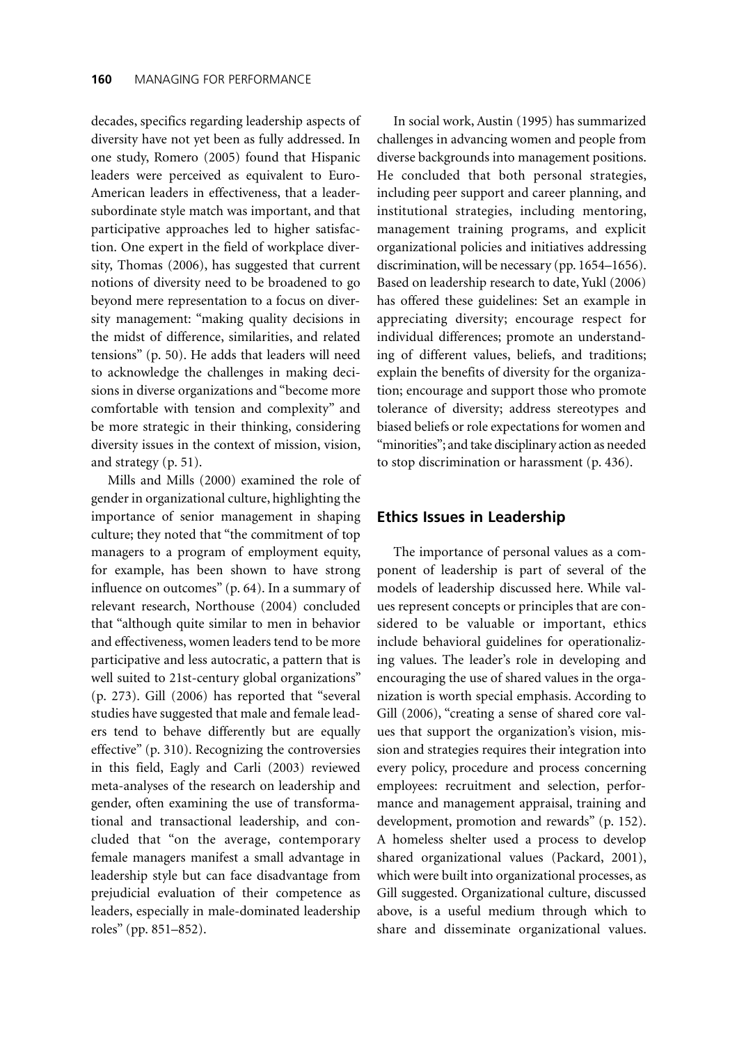decades, specifics regarding leadership aspects of diversity have not yet been as fully addressed. In one study, Romero (2005) found that Hispanic leaders were perceived as equivalent to Euro-American leaders in effectiveness, that a leader-subordinate style match was important, and that participative approaches led to higher satisfaction. One expert in the field of workplace diversity, Thomas (2006), has suggested that current notions of diversity need to be broadened to go beyond mere representation to a focus on diversity management: "making quality decisions in the midst of difference, similarities, and related tensions" (p. 50). He adds that leaders will need to acknowledge the challenges in making decisions in diverse organizations and "become more comfortable with tension and complexity" and be more strategic in their thinking, considering diversity issues in the context of mission, vision, and strategy (p. 51).

Mills and Mills (2000) examined the role of gender in organizational culture, highlighting the importance of senior management in shaping culture; they noted that "the commitment of top managers to a program of employment equity, for example, has been shown to have strong influence on outcomes" (p. 64). In a summary of relevant research, Northouse (2004) concluded that "although quite similar to men in behavior and effectiveness, women leaders tend to be more participative and less autocratic, a pattern that is well suited to 21st-century global organizations" (p. 273). Gill (2006) has reported that "several studies have suggested that male and female leaders tend to behave differently but are equally effective" (p. 310). Recognizing the controversies in this field, Eagly and Carli (2003) reviewed meta-analyses of the research on leadership and gender, often examining the use of transformational and transactional leadership, and concluded that "on the average, contemporary female managers manifest a small advantage in leadership style but can face disadvantage from prejudicial evaluation of their competence as leaders, especially in male-dominated leadership roles" (pp. 851–852).

In social work, Austin (1995) has summarized challenges in advancing women and people from diverse backgrounds into management positions. He concluded that both personal strategies, including peer support and career planning, and institutional strategies, including mentoring, management training programs, and explicit organizational policies and initiatives addressing discrimination, will be necessary (pp. 1654–1656). Based on leadership research to date, Yukl (2006) has offered these guidelines: Set an example in appreciating diversity; encourage respect for individual differences; promote an understanding of different values, beliefs, and traditions; explain the benefits of diversity for the organization; encourage and support those who promote tolerance of diversity; address stereotypes and biased beliefs or role expectations for women and "minorities"; and take disciplinary action as needed to stop discrimination or harassment (p. 436).

## Ethics Issues in Leadership

The importance of personal values as a component of leadership is part of several of the models of leadership discussed here. While values represent concepts or principles that are considered to be valuable or important, ethics include behavioral guidelines for operationalizing values. The leader's role in developing and encouraging the use of shared values in the organization is worth special emphasis. According to Gill (2006), "creating a sense of shared core values that support the organization's vision, mission and strategies requires their integration into every policy, procedure and process concerning employees: recruitment and selection, performance and management appraisal, training and development, promotion and rewards" (p. 152). A homeless shelter used a process to develop shared organizational values (Packard, 2001), which were built into organizational processes, as Gill suggested. Organizational culture, discussed above, is a useful medium through which to share and disseminate organizational values.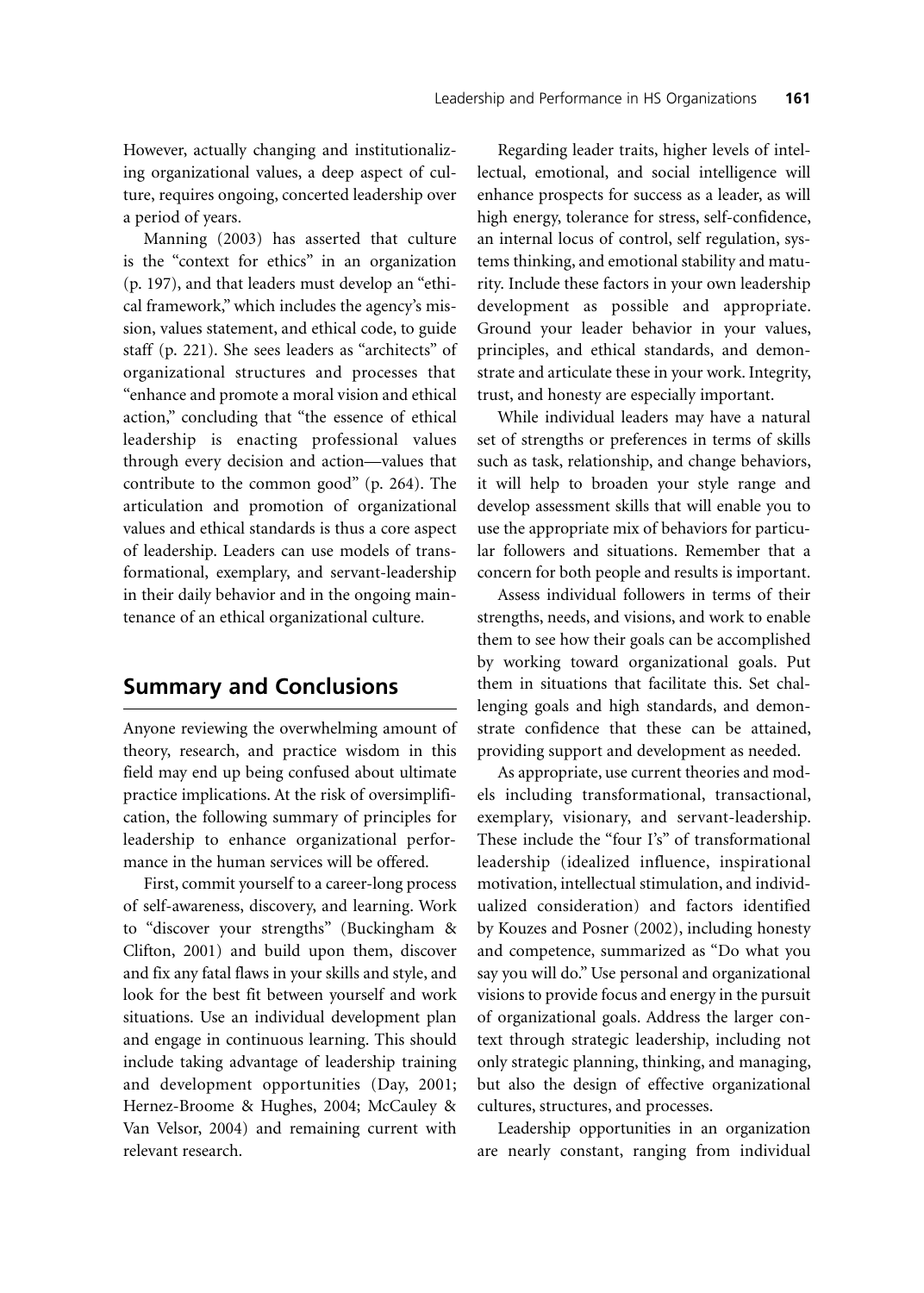However, actually changing and institutionalizing organizational values, a deep aspect of culture, requires ongoing, concerted leadership over a period of years.

Manning (2003) has asserted that culture is the "context for ethics" in an organization (p. 197), and that leaders must develop an "ethical framework," which includes the agency's mission, values statement, and ethical code, to guide staff (p. 221). She sees leaders as "architects" of organizational structures and processes that "enhance and promote a moral vision and ethical action," concluding that "the essence of ethical leadership is enacting professional values through every decision and action—values that contribute to the common good" (p. 264). The articulation and promotion of organizational values and ethical standards is thus a core aspect of leadership. Leaders can use models of transformational, exemplary, and servant-leadership in their daily behavior and in the ongoing maintenance of an ethical organizational culture.

## Summary and Conclusions

Anyone reviewing the overwhelming amount of theory, research, and practice wisdom in this field may end up being confused about ultimate practice implications. At the risk of oversimplification, the following summary of principles for leadership to enhance organizational performance in the human services will be offered.

First, commit yourself to a career-long process of self-awareness, discovery, and learning. Work to "discover your strengths" (Buckingham & Clifton, 2001) and build upon them, discover and fix any fatal flaws in your skills and style, and look for the best fit between yourself and work situations. Use an individual development plan and engage in continuous learning. This should include taking advantage of leadership training and development opportunities (Day, 2001; Hernez-Broome & Hughes, 2004; McCauley & Van Velsor, 2004) and remaining current with relevant research.

Regarding leader traits, higher levels of intellectual, emotional, and social intelligence will enhance prospects for success as a leader, as will high energy, tolerance for stress, self-confidence, an internal locus of control, self regulation, systems thinking, and emotional stability and maturity. Include these factors in your own leadership development as possible and appropriate. Ground your leader behavior in your values, principles, and ethical standards, and demonstrate and articulate these in your work. Integrity, trust, and honesty are especially important.

While individual leaders may have a natural set of strengths or preferences in terms of skills such as task, relationship, and change behaviors, it will help to broaden your style range and develop assessment skills that will enable you to use the appropriate mix of behaviors for particular followers and situations. Remember that a concern for both people and results is important.

Assess individual followers in terms of their strengths, needs, and visions, and work to enable them to see how their goals can be accomplished by working toward organizational goals. Put them in situations that facilitate this. Set challenging goals and high standards, and demonstrate confidence that these can be attained, providing support and development as needed.

As appropriate, use current theories and models including transformational, transactional, exemplary, visionary, and servant-leadership. These include the "four I's" of transformational leadership (idealized influence, inspirational motivation, intellectual stimulation, and individualized consideration) and factors identified by Kouzes and Posner (2002), including honesty and competence, summarized as "Do what you say you will do." Use personal and organizational visions to provide focus and energy in the pursuit of organizational goals. Address the larger context through strategic leadership, including not only strategic planning, thinking, and managing, but also the design of effective organizational cultures, structures, and processes.

Leadership opportunities in an organization are nearly constant, ranging from individual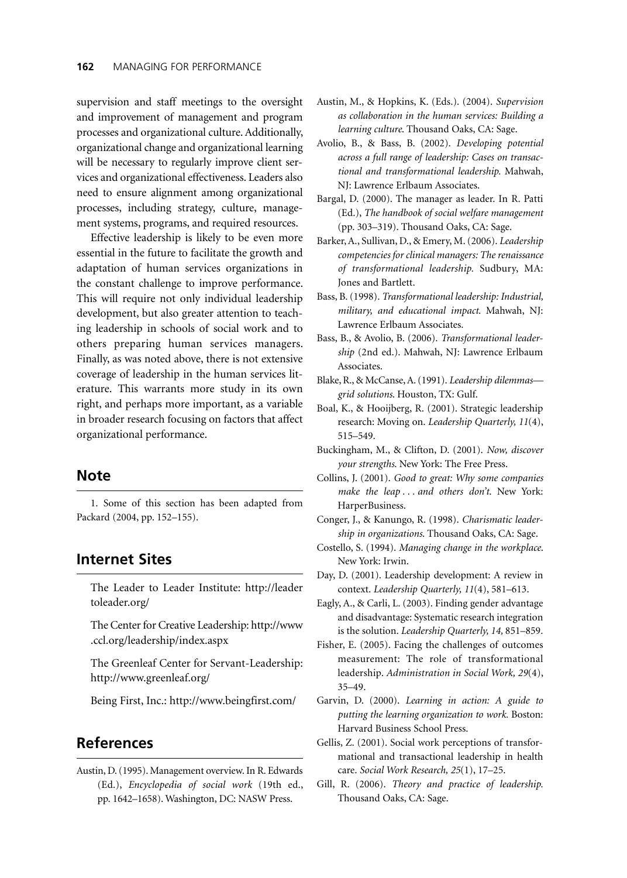supervision and staff meetings to the oversight and improvement of management and program processes and organizational culture. Additionally, organizational change and organizational learning will be necessary to regularly improve client services and organizational effectiveness. Leaders also need to ensure alignment among organizational processes, including strategy, culture, management systems, programs, and required resources.

Effective leadership is likely to be even more essential in the future to facilitate the growth and adaptation of human services organizations in the constant challenge to improve performance. This will require not only individual leadership development, but also greater attention to teaching leadership in schools of social work and to others preparing human services managers. Finally, as was noted above, there is not extensive coverage of leadership in the human services literature. This warrants more study in its own right, and perhaps more important, as a variable in broader research focusing on factors that affect organizational performance.

## Note

1. Some of this section has been adapted from Packard (2004, pp. 152–155).

## Internet Sites

The Leader to Leader Institute: http://leadertoleader.org/

The Center for Creative Leadership: http://www.ccl.org/leadership/index.aspx

The Greenleaf Center for Servant-Leadership: http://www.greenleaf.org/

Being First, Inc.: http://www.beingfirst.com/

## References

Austin, D. (1995). Management overview. In R. Edwards (Ed.), *Encyclopedia of social work* (19th ed., pp. 1642–1658). Washington, DC: NASW Press.

Austin, M., & Hopkins, K. (Eds.). (2004). *Supervision as collaboration in the human services: Building a learning culture.* Thousand Oaks, CA: Sage.

Avolio, B., & Bass, B. (2002). *Developing potential across a full range of leadership: Cases on transactional and transformational leadership.* Mahwah, NJ: Lawrence Erlbaum Associates.

Bargal, D. (2000). The manager as leader. In R. Patti (Ed.), *The handbook of social welfare management* (pp. 303–319). Thousand Oaks, CA: Sage.

Barker, A., Sullivan, D., & Emery, M. (2006). *Leadership competencies for clinical managers: The renaissance of transformational leadership.* Sudbury, MA: Jones and Bartlett.

Bass, B. (1998). *Transformational leadership: Industrial, military, and educational impact.* Mahwah, NJ: Lawrence Erlbaum Associates.

Bass, B., & Avolio, B. (2006). *Transformational leadership* (2nd ed.). Mahwah, NJ: Lawrence Erlbaum Associates.

Blake, R., & McCanse, A. (1991). *Leadership dilemmas—grid solutions.* Houston, TX: Gulf.

Boal, K., & Hooijberg, R. (2001). Strategic leadership research: Moving on. *Leadership Quarterly, 11*(4), 515–549.

Buckingham, M., & Clifton, D. (2001). *Now, discover your strengths.* New York: The Free Press.

Collins, J. (2001). *Good to great: Why some companies make the leap . . . and others don't.* New York: HarperBusiness.

Conger, J., & Kanungo, R. (1998). *Charismatic leadership in organizations.* Thousand Oaks, CA: Sage.

Costello, S. (1994). *Managing change in the workplace.* New York: Irwin.

Day, D. (2001). Leadership development: A review in context. *Leadership Quarterly, 11*(4), 581–613.

Eagly, A., & Carli, L. (2003). Finding gender advantage and disadvantage: Systematic research integration is the solution. *Leadership Quarterly, 14,* 851–859.

Fisher, E. (2005). Facing the challenges of outcomes measurement: The role of transformational leadership. *Administration in Social Work, 29*(4), 35–49.

Garvin, D. (2000). *Learning in action: A guide to putting the learning organization to work.* Boston: Harvard Business School Press.

Gellis, Z. (2001). Social work perceptions of transformational and transactional leadership in health care. *Social Work Research, 25*(1), 17–25.

Gill, R. (2006). *Theory and practice of leadership.* Thousand Oaks, CA: Sage.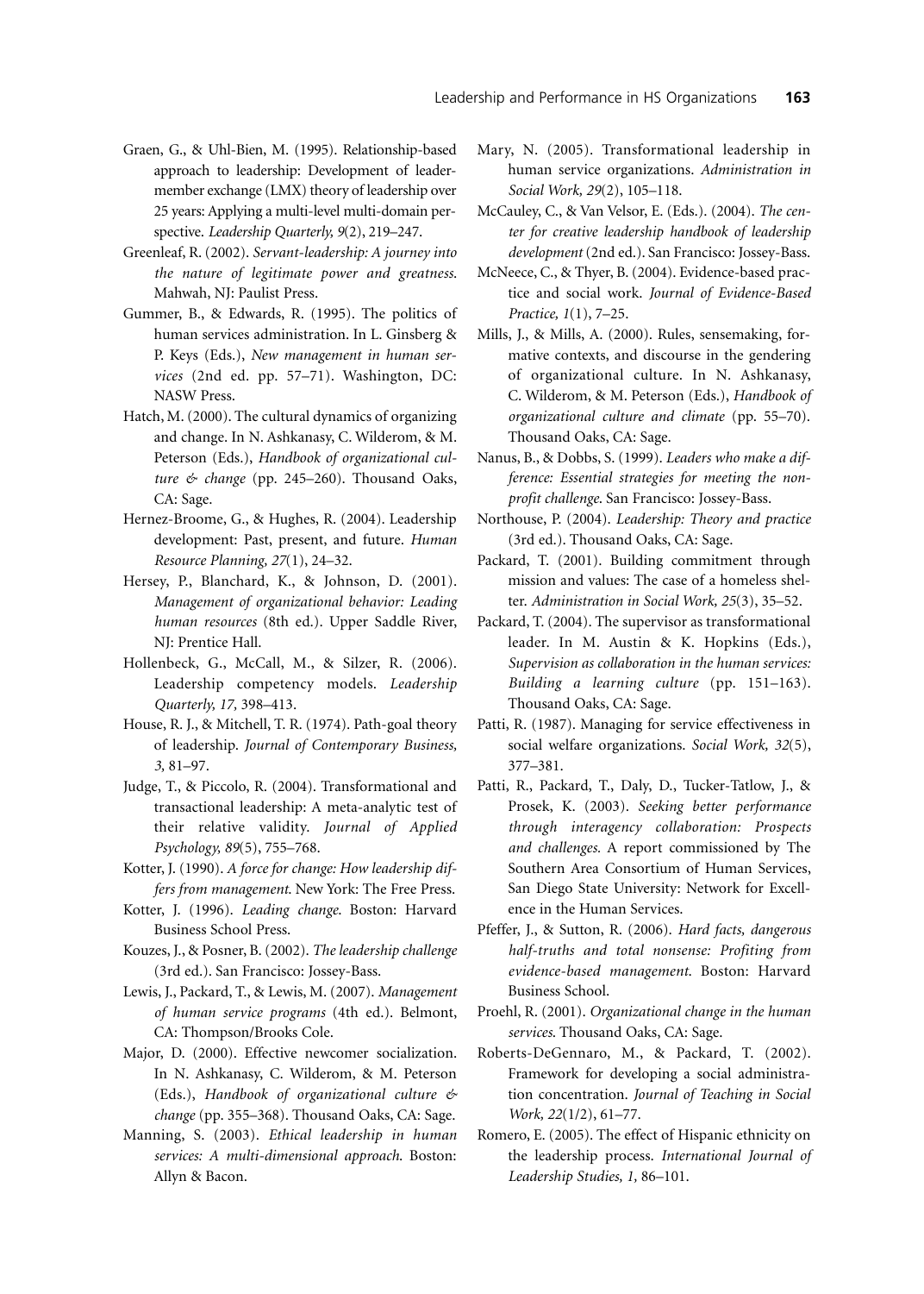Graen, G., & Uhl-Bien, M. (1995). Relationship-based approach to leadership: Development of leader-member exchange (LMX) theory of leadership over 25 years: Applying a multi-level multi-domain perspective. *Leadership Quarterly, 9*(2), 219–247.

Greenleaf, R. (2002). *Servant-leadership: A journey into the nature of legitimate power and greatness.* Mahwah, NJ: Paulist Press.

Gummer, B., & Edwards, R. (1995). The politics of human services administration. In L. Ginsberg & P. Keys (Eds.), *New management in human services* (2nd ed. pp. 57–71). Washington, DC: NASW Press.

Hatch, M. (2000). The cultural dynamics of organizing and change. In N. Ashkanasy, C. Wilderom, & M. Peterson (Eds.), *Handbook of organizational culture & change* (pp. 245–260). Thousand Oaks, CA: Sage.

Hernez-Broome, G., & Hughes, R. (2004). Leadership development: Past, present, and future. *Human Resource Planning, 27*(1), 24–32.

Hersey, P., Blanchard, K., & Johnson, D. (2001). *Management of organizational behavior: Leading human resources* (8th ed.). Upper Saddle River, NJ: Prentice Hall.

Hollenbeck, G., McCall, M., & Silzer, R. (2006). Leadership competency models. *Leadership Quarterly, 17,* 398–413.

House, R. J., & Mitchell, T. R. (1974). Path-goal theory of leadership. *Journal of Contemporary Business, 3,* 81–97.

Judge, T., & Piccolo, R. (2004). Transformational and transactional leadership: A meta-analytic test of their relative validity. *Journal of Applied Psychology, 89*(5), 755–768.

Kotter, J. (1990). *A force for change: How leadership differs from management.* New York: The Free Press.

Kotter, J. (1996). *Leading change.* Boston: Harvard Business School Press.

Kouzes, J., & Posner, B. (2002). *The leadership challenge* (3rd ed.). San Francisco: Jossey-Bass.

Lewis, J., Packard, T., & Lewis, M. (2007). *Management of human service programs* (4th ed.). Belmont, CA: Thompson/Brooks Cole.

Major, D. (2000). Effective newcomer socialization. In N. Ashkanasy, C. Wilderom, & M. Peterson (Eds.), *Handbook of organizational culture & change* (pp. 355–368). Thousand Oaks, CA: Sage.

Manning, S. (2003). *Ethical leadership in human services: A multi-dimensional approach.* Boston: Allyn & Bacon.

Mary, N. (2005). Transformational leadership in human service organizations. *Administration in Social Work, 29*(2), 105–118.

McCauley, C., & Van Velsor, E. (Eds.). (2004). *The center for creative leadership handbook of leadership development* (2nd ed.). San Francisco: Jossey-Bass.

McNeece, C., & Thyer, B. (2004). Evidence-based practice and social work. *Journal of Evidence-Based Practice, 1*(1), 7–25.

Mills, J., & Mills, A. (2000). Rules, sensemaking, formative contexts, and discourse in the gendering of organizational culture. In N. Ashkanasy, C. Wilderom, & M. Peterson (Eds.), *Handbook of organizational culture and climate* (pp. 55–70). Thousand Oaks, CA: Sage.

Nanus, B., & Dobbs, S. (1999). *Leaders who make a difference: Essential strategies for meeting the nonprofit challenge.* San Francisco: Jossey-Bass.

Northouse, P. (2004). *Leadership: Theory and practice* (3rd ed.). Thousand Oaks, CA: Sage.

Packard, T. (2001). Building commitment through mission and values: The case of a homeless shelter. *Administration in Social Work, 25*(3), 35–52.

Packard, T. (2004). The supervisor as transformational leader. In M. Austin & K. Hopkins (Eds.), *Supervision as collaboration in the human services: Building a learning culture* (pp. 151–163). Thousand Oaks, CA: Sage.

Patti, R. (1987). Managing for service effectiveness in social welfare organizations. *Social Work, 32*(5), 377–381.

Patti, R., Packard, T., Daly, D., Tucker-Tatlow, J., & Prosek, K. (2003). *Seeking better performance through interagency collaboration: Prospects and challenges.* A report commissioned by The Southern Area Consortium of Human Services, San Diego State University: Network for Excellence in the Human Services.

Pfeffer, J., & Sutton, R. (2006). *Hard facts, dangerous half-truths and total nonsense: Profiting from evidence-based management.* Boston: Harvard Business School.

Proehl, R. (2001). *Organizational change in the human services.* Thousand Oaks, CA: Sage.

Roberts-DeGennaro, M., & Packard, T. (2002). Framework for developing a social administration concentration. *Journal of Teaching in Social Work, 22*(1/2), 61–77.

Romero, E. (2005). The effect of Hispanic ethnicity on the leadership process. *International Journal of Leadership Studies, 1,* 86–101.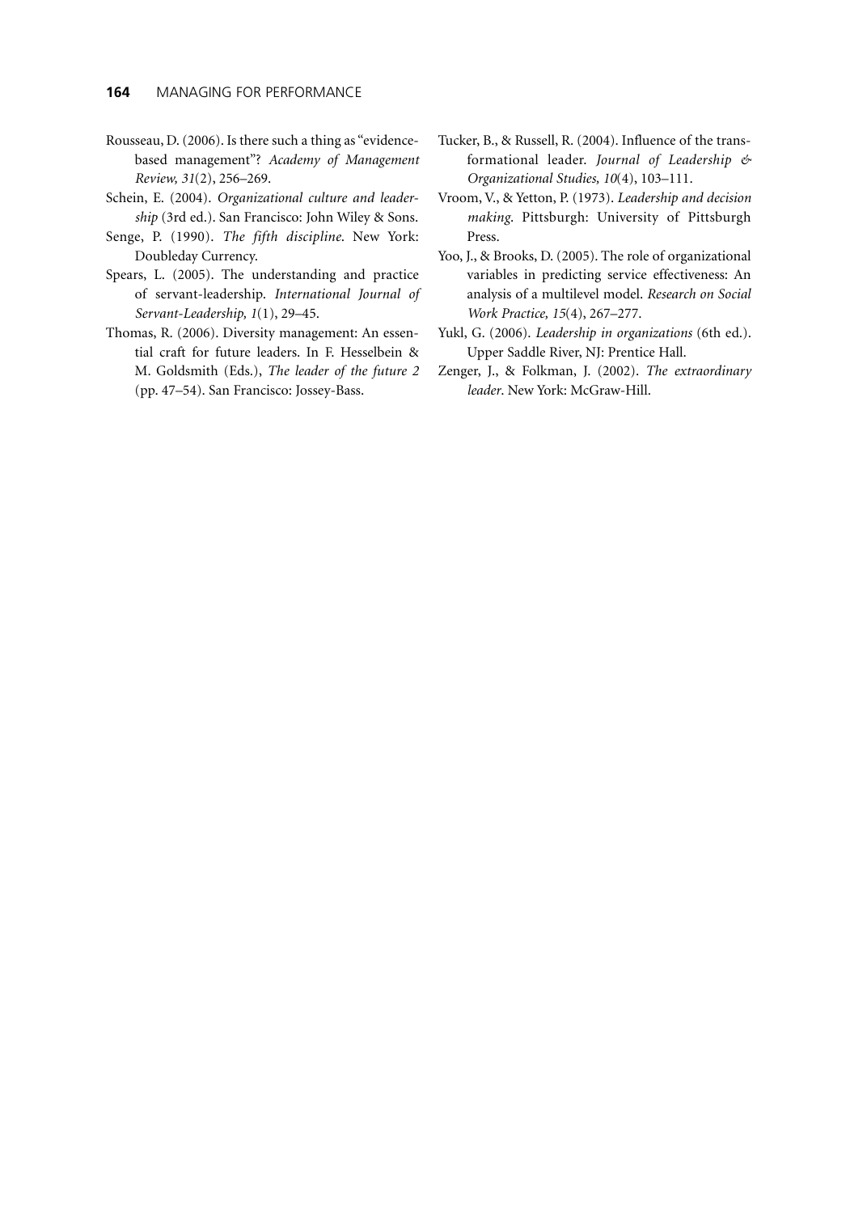Rousseau, D. (2006). Is there such a thing as "evidence-based management"? *Academy of Management Review, 31*(2), 256–269.

Schein, E. (2004). *Organizational culture and leadership* (3rd ed.). San Francisco: John Wiley & Sons.

Senge, P. (1990). *The fifth discipline*. New York: Doubleday Currency.

Spears, L. (2005). The understanding and practice of servant-leadership. *International Journal of Servant-Leadership, 1*(1), 29–45.

Thomas, R. (2006). Diversity management: An essential craft for future leaders. In F. Hesselbein & M. Goldsmith (Eds.), *The leader of the future 2* (pp. 47–54). San Francisco: Jossey-Bass.

Tucker, B., & Russell, R. (2004). Influence of the transformational leader. *Journal of Leadership & Organizational Studies, 10*(4), 103–111.

Vroom, V., & Yetton, P. (1973). *Leadership and decision making*. Pittsburgh: University of Pittsburgh Press.

Yoo, J., & Brooks, D. (2005). The role of organizational variables in predicting service effectiveness: An analysis of a multilevel model. *Research on Social Work Practice, 15*(4), 267–277.

Yukl, G. (2006). *Leadership in organizations* (6th ed.). Upper Saddle River, NJ: Prentice Hall.

Zenger, J., & Folkman, J. (2002). *The extraordinary leader*. New York: McGraw-Hill.